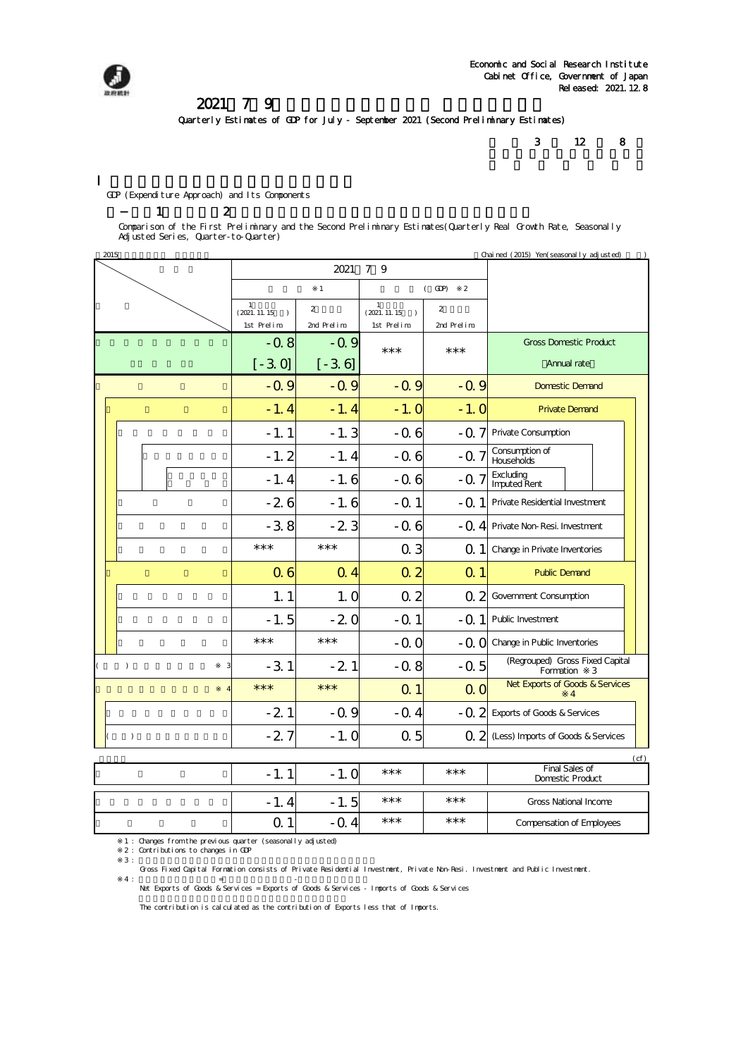Economic and Social Research Institute
Cabinet Office, Government of Japan
Released: 2021.12.8

# 2021 7 9

Quarterly Estimates of GDP for July - September 2021 (Second Preliminary Estimates)

3 12 8

## I

GDP (Expenditure Approach) and Its Components

### 1 2

Comparison of the First Preliminary and the Second Preliminary Estimates(Quarterly Real Growth Rate, Seasonally Adjusted Series, Quarter-to-Quarter)

2015 　　　　Chained (2015) Yen(seasonally adjusted)

| | 2021 7 9 ※1 1 (2021.11.15 ) 1st Prelim. | 2 2nd Prelim. | ( GDP) ※2 1 (2021.11.15 ) 1st Prelim. | 2 2nd Prelim. | |
|---|---|---|---|---|---|
| | -0.8 | -0.9 | *** | *** | Gross Domestic Product |
| | [-3.0] | [-3.6] | | | Annual rate |
| | -0.9 | -0.9 | -0.9 | -0.9 | Domestic Demand |
| | -1.4 | -1.4 | -1.0 | -1.0 | Private Demand |
| | -1.1 | -1.3 | -0.6 | -0.7 | Private Consumption |
| | -1.2 | -1.4 | -0.6 | -0.7 | Consumption of Households |
| | -1.4 | -1.6 | -0.6 | -0.7 | Excluding Imputed Rent |
| | -2.6 | -1.6 | -0.1 | -0.1 | Private Residential Investment |
| | -3.8 | -2.3 | -0.6 | -0.4 | Private Non-Resi. Investment |
| | *** | *** | 0.3 | 0.1 | Change in Private Inventories |
| | 0.6 | 0.4 | 0.2 | 0.1 | Public Demand |
| | 1.1 | 1.0 | 0.2 | 0.2 | Government Consumption |
| | -1.5 | -2.0 | -0.1 | -0.1 | Public Investment |
| | *** | *** | -0.0 | -0.0 | Change in Public Inventories |
| ( ) ※3 | -3.1 | -2.1 | -0.8 | -0.5 | (Regrouped) Gross Fixed Capital Formation ※3 |
| ※4 | *** | *** | 0.1 | 0.0 | Net Exports of Goods & Services ※4 |
| | -2.1 | -0.9 | -0.4 | -0.2 | Exports of Goods & Services |
| ( ) | -2.7 | -1.0 | 0.5 | 0.2 | (Less) Imports of Goods & Services |

(cf)

| | | | | | |
|---|---|---|---|---|---|
| | -1.1 | -1.0 | *** | *** | Final Sales of Domestic Product |
| | -1.4 | -1.5 | *** | *** | Gross National Income |
| | 0.1 | -0.4 | *** | *** | Compensation of Employees |

※1 : Changes from the previous quarter (seasonally adjusted)
※2 : Contributions to changes in GDP
※3 :
Gross Fixed Capital Formation consists of Private Residential Investment, Private Non-Resi. Investment and Public Investment.
※4 : = -
Net Exports of Goods & Services = Exports of Goods & Services - Imports of Goods & Services
The contribution is calculated as the contribution of Exports less that of Imports.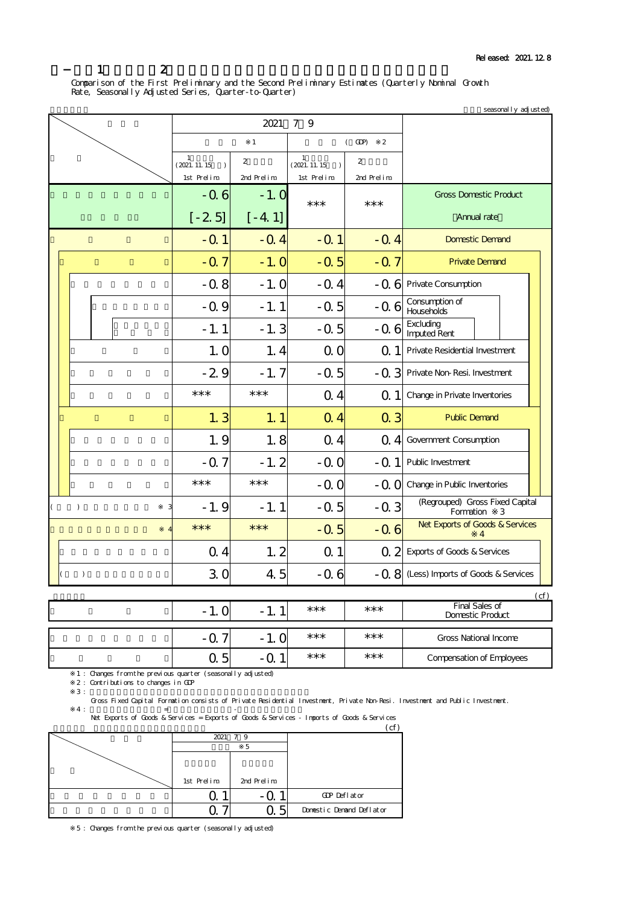Released: 2021.12.8

Comparison of the First Preliminary and the Second Preliminary Estimates (Quarterly Nominal Growth Rate, Seasonally Adjusted Series, Quarter-to-Quarter)

seasonally adjusted)

| | 2021 7-9 ※1 | | (GDP) ※2 | | |
|---|---|---|---|---|---|
| | 1st Prelim. (2021.11.15) | 2nd Prelim. | 1st Prelim. (2021.11.15) | 2nd Prelim. | |
| | -0.6 | -1.0 | *** | *** | Gross Domestic Product |
| | [-2.5] | [-4.1] | | | Annual rate |
| | -0.1 | -0.4 | -0.1 | -0.4 | Domestic Demand |
| | -0.7 | -1.0 | -0.5 | -0.7 | Private Demand |
| | -0.8 | -1.0 | -0.4 | -0.6 | Private Consumption |
| | -0.9 | -1.1 | -0.5 | -0.6 | Consumption of Households |
| | -1.1 | -1.3 | -0.5 | -0.6 | Excluding Imputed Rent |
| | 1.0 | 1.4 | 0.0 | 0.1 | Private Residential Investment |
| | -2.9 | -1.7 | -0.5 | -0.3 | Private Non-Resi. Investment |
| | *** | *** | 0.4 | 0.1 | Change in Private Inventories |
| | 1.3 | 1.1 | 0.4 | 0.3 | Public Demand |
| | 1.9 | 1.8 | 0.4 | 0.4 | Government Consumption |
| | -0.7 | -1.2 | -0.0 | -0.1 | Public Investment |
| | *** | *** | -0.0 | -0.0 | Change in Public Inventories |
| ( ) ※3 | -1.9 | -1.1 | -0.5 | -0.3 | (Regrouped) Gross Fixed Capital Formation ※3 |
| ※4 | *** | *** | -0.5 | -0.6 | Net Exports of Goods & Services ※4 |
| | 0.4 | 1.2 | 0.1 | 0.2 | Exports of Goods & Services |
| ( ) | 3.0 | 4.5 | -0.6 | -0.8 | (Less) Imports of Goods & Services |

(cf)

| | | | | | |
|---|---|---|---|---|---|
| | -1.0 | -1.1 | *** | *** | Final Sales of Domestic Product |
| | -0.7 | -1.0 | *** | *** | Gross National Income |
| | 0.5 | -0.1 | *** | *** | Compensation of Employees |

※1 : Changes from the previous quarter (seasonally adjusted)

※2 : Contributions to changes in GDP

※3 : Gross Fixed Capital Formation consists of Private Residential Investment, Private Non-Resi. Investment and Public Investment.

※4 : = -
Net Exports of Goods & Services = Exports of Goods & Services - Imports of Goods & Services

(cf)

| | 2021 7-9 ※5 | | |
|---|---|---|---|
| | 1st Prelim. | 2nd Prelim. | |
| | 0.1 | -0.1 | GDP Deflator |
| | 0.7 | 0.5 | Domestic Demand Deflator |

※5 : Changes from the previous quarter (seasonally adjusted)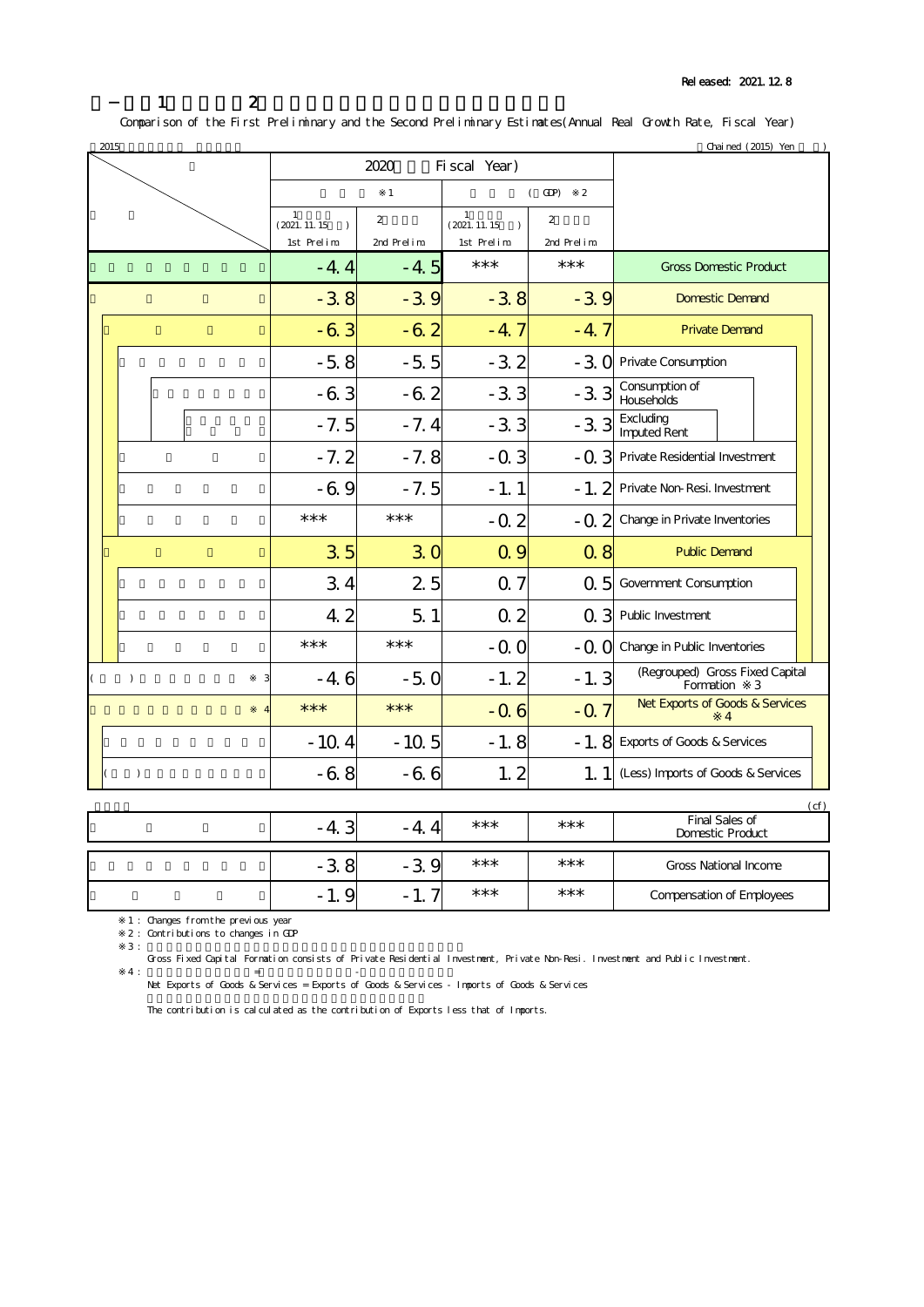Released: 2021.12.8

Comparison of the First Preliminary and the Second Preliminary Estimates(Annual Real Growth Rate, Fiscal Year)

2015 Chained (2015) Yen

| | 2020 Fiscal Year) | | | | |
|---|---|---|---|---|---|
| | ※1 | | (GDP) ※2 | | |
| | 1 (2021.11.15) 1st Prelim. | 2 2nd Prelim. | 1 (2021.11.15) 1st Prelim. | 2 2nd Prelim. | |
| | -4.4 | -4.5 | *** | *** | Gross Domestic Product |
| | -3.8 | -3.9 | -3.8 | -3.9 | Domestic Demand |
| | -6.3 | -6.2 | -4.7 | -4.7 | Private Demand |
| | -5.8 | -5.5 | -3.2 | -3.0 | Private Consumption |
| | -6.3 | -6.2 | -3.3 | -3.3 | Consumption of Households |
| | -7.5 | -7.4 | -3.3 | -3.3 | Excluding Imputed Rent |
| | -7.2 | -7.8 | -0.3 | -0.3 | Private Residential Investment |
| | -6.9 | -7.5 | -1.1 | -1.2 | Private Non-Resi. Investment |
| | *** | *** | -0.2 | -0.2 | Change in Private Inventories |
| | 3.5 | 3.0 | 0.9 | 0.8 | Public Demand |
| | 3.4 | 2.5 | 0.7 | 0.5 | Government Consumption |
| | 4.2 | 5.1 | 0.2 | 0.3 | Public Investment |
| | *** | *** | -0.0 | -0.0 | Change in Public Inventories |
| ( ) ※3 | -4.6 | -5.0 | -1.2 | -1.3 | (Regrouped) Gross Fixed Capital Formation ※3 |
| ※4 | *** | *** | -0.6 | -0.7 | Net Exports of Goods & Services ※4 |
| | -10.4 | -10.5 | -1.8 | -1.8 | Exports of Goods & Services |
| ( ) | -6.8 | -6.6 | 1.2 | 1.1 | (Less) Imports of Goods & Services |

(cf)

| | | | | | |
|---|---|---|---|---|---|
| | -4.3 | -4.4 | *** | *** | Final Sales of Domestic Product |
| | -3.8 | -3.9 | *** | *** | Gross National Income |
| | -1.9 | -1.7 | *** | *** | Compensation of Employees |

※1 : Changes from the previous year

※2 : Contributions to changes in GDP

※3 :
Gross Fixed Capital Formation consists of Private Residential Investment, Private Non-Resi. Investment and Public Investment.

※4 : = -
Net Exports of Goods & Services = Exports of Goods & Services - Imports of Goods & Services

The contribution is calculated as the contribution of Exports less that of Imports.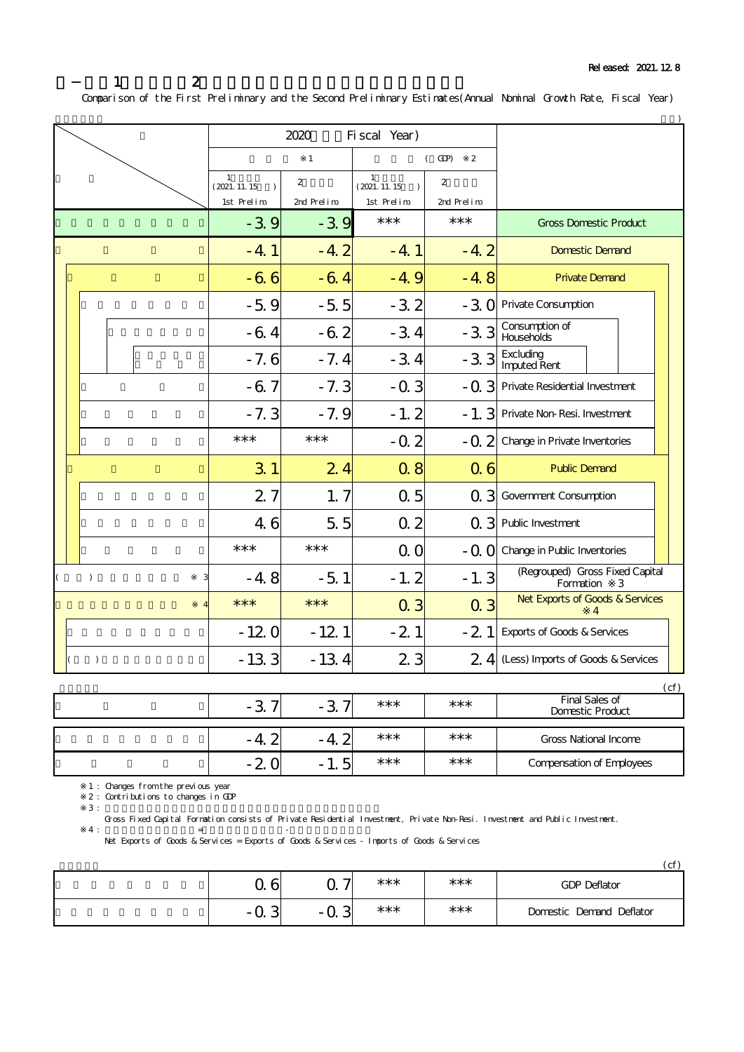Released: 2021.12.8

Comparison of the First Preliminary and the Second Preliminary Estimates (Annual Nominal Growth Rate, Fiscal Year)

| | 2020 Fiscal Year | | | | |
|---|---|---|---|---|---|
| | ※1 | | (GDP) ※2 | | |
| | 1st Prelim. (2021.11.15) | 2nd Prelim. | 1st Prelim. (2021.11.15) | 2nd Prelim. | |
| | -3.9 | -3.9 | *** | *** | Gross Domestic Product |
| | -4.1 | -4.2 | -4.1 | -4.2 | Domestic Demand |
| | -6.6 | -6.4 | -4.9 | -4.8 | Private Demand |
| | -5.9 | -5.5 | -3.2 | -3.0 | Private Consumption |
| | -6.4 | -6.2 | -3.4 | -3.3 | Consumption of Households |
| | -7.6 | -7.4 | -3.4 | -3.3 | Excluding Imputed Rent |
| | -6.7 | -7.3 | -0.3 | -0.3 | Private Residential Investment |
| | -7.3 | -7.9 | -1.2 | -1.3 | Private Non-Resi. Investment |
| | *** | *** | -0.2 | -0.2 | Change in Private Inventories |
| | 3.1 | 2.4 | 0.8 | 0.6 | Public Demand |
| | 2.7 | 1.7 | 0.5 | 0.3 | Government Consumption |
| | 4.6 | 5.5 | 0.2 | 0.3 | Public Investment |
| | *** | *** | 0.0 | -0.0 | Change in Public Inventories |
| ( ) ※3 | -4.8 | -5.1 | -1.2 | -1.3 | (Regrouped) Gross Fixed Capital Formation ※3 |
| ※4 | *** | *** | 0.3 | 0.3 | Net Exports of Goods & Services ※4 |
| | -12.0 | -12.1 | -2.1 | -2.1 | Exports of Goods & Services |
| ( ) | -13.3 | -13.4 | 2.3 | 2.4 | (Less) Imports of Goods & Services |

(cf)

| | | | | | |
|---|---|---|---|---|---|
| | -3.7 | -3.7 | *** | *** | Final Sales of Domestic Product |
| | -4.2 | -4.2 | *** | *** | Gross National Income |
| | -2.0 | -1.5 | *** | *** | Compensation of Employees |

※1 : Changes from the previous year

※2 : Contributions to changes in GDP

※3 :

Gross Fixed Capital Formation consists of Private Residential Investment, Private Non-Resi. Investment and Public Investment.

※4 : = -

Net Exports of Goods & Services = Exports of Goods & Services - Imports of Goods & Services

(cf)

| | | | | | |
|---|---|---|---|---|---|
| | 0.6 | 0.7 | *** | *** | GDP Deflator |
| | -0.3 | -0.3 | *** | *** | Domestic Demand Deflator |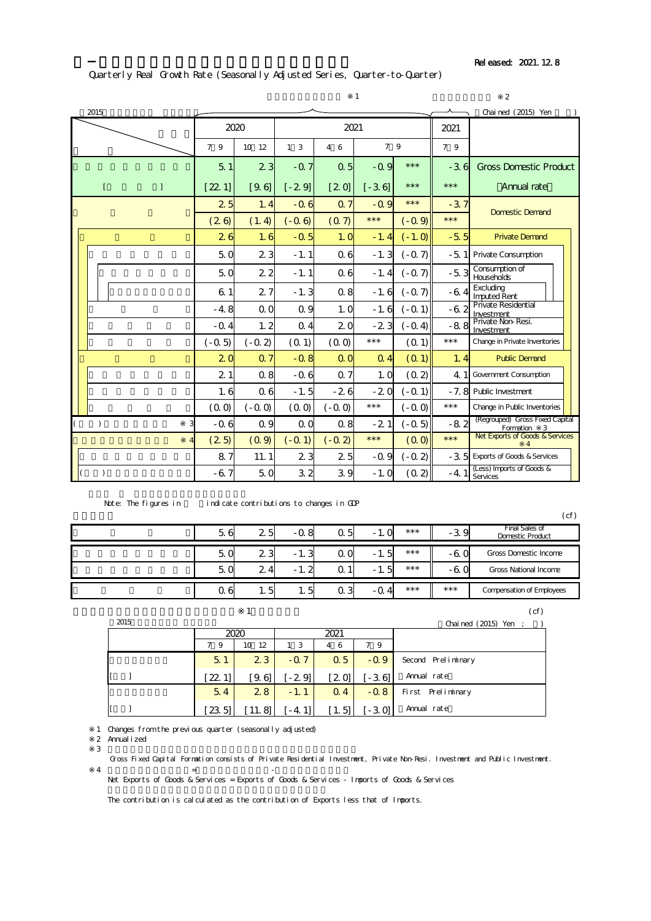Released: 2021.12.8

Quarterly Real Growth Rate (Seasonally Adjusted Series, Quarter-to-Quarter)

※1 ※2

2015 Chained (2015) Yen

| | 2020 | | 2021 | | | | 2021 | |
|---|---|---|---|---|---|---|---|---|
| | 7 9 | 10 12 | 1 3 | 4 6 | 7 9 | | 7 9 | |
| | 5.1 | 2.3 | -0.7 | 0.5 | -0.9 | *** | -3.6 | Gross Domestic Product |
| [ ] | [22.1] | [9.6] | [-2.9] | [2.0] | [-3.6] | *** | *** | Annual rate |
| | 2.5 | 1.4 | -0.6 | 0.7 | -0.9 | *** | -3.7 | Domestic Demand |
| | (2.6) | (1.4) | (-0.6) | (0.7) | *** | (-0.9) | *** | |
| | 2.6 | 1.6 | -0.5 | 1.0 | -1.4 | (-1.0) | -5.5 | Private Demand |
| | 5.0 | 2.3 | -1.1 | 0.6 | -1.3 | (-0.7) | -5.1 | Private Consumption |
| | 5.0 | 2.2 | -1.1 | 0.6 | -1.4 | (-0.7) | -5.3 | Consumption of Households |
| | 6.1 | 2.7 | -1.3 | 0.8 | -1.6 | (-0.7) | -6.4 | Excluding Imputed Rent |
| | -4.8 | 0.0 | 0.9 | 1.0 | -1.6 | (-0.1) | -6.2 | Private Residential Investment |
| | -0.4 | 1.2 | 0.4 | 2.0 | -2.3 | (-0.4) | -8.8 | Private Non-Resi. Investment |
| | (-0.5) | (-0.2) | (0.1) | (0.0) | *** | (0.1) | *** | Change in Private Inventories |
| | 2.0 | 0.7 | -0.8 | 0.0 | 0.4 | (0.1) | 1.4 | Public Demand |
| | 2.1 | 0.8 | -0.6 | 0.7 | 1.0 | (0.2) | 4.1 | Government Consumption |
| | 1.6 | 0.6 | -1.5 | -2.6 | -2.0 | (-0.1) | -7.8 | Public Investment |
| | (0.0) | (-0.0) | (0.0) | (-0.0) | *** | (-0.0) | *** | Change in Public Inventories |
| ( ) ※3 | -0.6 | 0.9 | 0.0 | 0.8 | -2.1 | (-0.5) | -8.2 | (Regrouped) Gross Fixed Capital Formation ※3 |
| ※4 | (2.5) | (0.9) | (-0.1) | (-0.2) | *** | (0.0) | *** | Net Exports of Goods & Services ※4 |
| | 8.7 | 11.1 | 2.3 | 2.5 | -0.9 | (-0.2) | -3.5 | Exports of Goods & Services |
| ( ) | -6.7 | 5.0 | 3.2 | 3.9 | -1.0 | (0.2) | -4.1 | (Less) Imports of Goods & Services |

Note: The figures in ( ) indicate contributions to changes in GDP

(cf)

| | | | | | | | | |
|---|---|---|---|---|---|---|---|---|
| | 5.6 | 2.5 | -0.8 | 0.5 | -1.0 | *** | -3.9 | Final Sales of Domestic Product |
| | 5.0 | 2.3 | -1.3 | 0.0 | -1.5 | *** | -6.0 | Gross Domestic Income |
| | 5.0 | 2.4 | -1.2 | 0.1 | -1.5 | *** | -6.0 | Gross National Income |
| | 0.6 | 1.5 | 1.5 | 0.3 | -0.4 | *** | *** | Compensation of Employees |

※1 (cf)

2015 Chained (2015) Yen ;

| | 2020 | | 2021 | | | |
|---|---|---|---|---|---|---|
| | 7 9 | 10 12 | 1 3 | 4 6 | 7 9 | |
| | 5.1 | 2.3 | -0.7 | 0.5 | -0.9 | Second Preliminary |
| [ ] | [22.1] | [9.6] | [-2.9] | [2.0] | [-3.6] | Annual rate |
| | 5.4 | 2.8 | -1.1 | 0.4 | -0.8 | First Preliminary |
| [ ] | [23.5] | [11.8] | [-4.1] | [1.5] | [-3.0] | Annual rate |

※1 Changes from the previous quarter (seasonally adjusted)

※2 Annualized

※3 Gross Fixed Capital Formation consists of Private Residential Investment, Private Non-Resi. Investment and Public Investment.

※4 = - Net Exports of Goods & Services = Exports of Goods & Services - Imports of Goods & Services

The contribution is calculated as the contribution of Exports less that of Imports.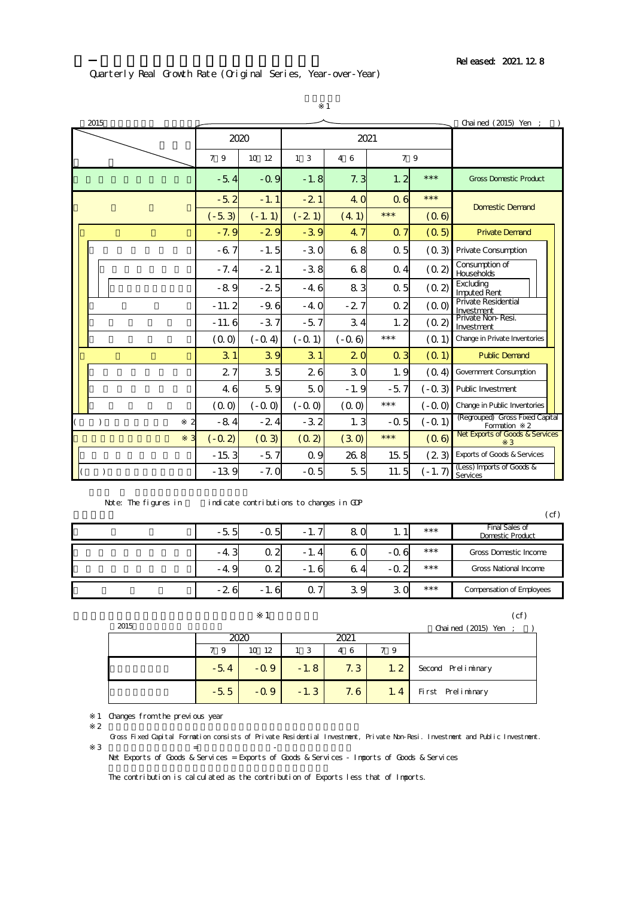Released: 2021.12.8

Quarterly Real Growth Rate (Original Series, Year-over-Year)

※1

2015 | Chained (2015) Yen ; %

| | 2020 | | 2021 | | | | |
|---|---|---|---|---|---|---|---|
| | 7 9 | 10 12 | 1 3 | 4 6 | 7 9 | | |
| | -5.4 | -0.9 | -1.8 | 7.3 | 1.2 | *** | Gross Domestic Product |
| | -5.2 | -1.1 | -2.1 | 4.0 | 0.6 | *** | Domestic Demand |
| | (-5.3) | (-1.1) | (-2.1) | (4.1) | *** | (0.6) | |
| | -7.9 | -2.9 | -3.9 | 4.7 | 0.7 | (0.5) | Private Demand |
| | -6.7 | -1.5 | -3.0 | 6.8 | 0.5 | (0.3) | Private Consumption |
| | -7.4 | -2.1 | -3.8 | 6.8 | 0.4 | (0.2) | Consumption of Households |
| | -8.9 | -2.5 | -4.6 | 8.3 | 0.5 | (0.2) | Excluding Imputed Rent |
| | -11.2 | -9.6 | -4.0 | -2.7 | 0.2 | (0.0) | Private Residential Investment |
| | -11.6 | -3.7 | -5.7 | 3.4 | 1.2 | (0.2) | Private Non-Resi. Investment |
| | (0.0) | (-0.4) | (-0.1) | (-0.6) | *** | (0.1) | Change in Private Inventories |
| | 3.1 | 3.9 | 3.1 | 2.0 | 0.3 | (0.1) | Public Demand |
| | 2.7 | 3.5 | 2.6 | 3.0 | 1.9 | (0.4) | Government Consumption |
| | 4.6 | 5.9 | 5.0 | -1.9 | -5.7 | (-0.3) | Public Investment |
| | (0.0) | (-0.0) | (-0.0) | (0.0) | *** | (-0.0) | Change in Public Inventories |
| ( ) ※2 | -8.4 | -2.4 | -3.2 | 1.3 | -0.5 | (-0.1) | (Regrouped) Gross Fixed Capital Formation ※2 |
| ※3 | (-0.2) | (0.3) | (0.2) | (3.0) | *** | (0.6) | Net Exports of Goods & Services ※3 |
| | -15.3 | -5.7 | 0.9 | 26.8 | 15.5 | (2.3) | Exports of Goods & Services |
| ( ) | -13.9 | -7.0 | -0.5 | 5.5 | 11.5 | (-1.7) | (Less) Imports of Goods & Services |

Note: The figures in ( ) indicate contributions to changes in GDP

(cf)

| | | | | | | | |
|---|---|---|---|---|---|---|---|
| | -5.5 | -0.5 | -1.7 | 8.0 | 1.1 | *** | Final Sales of Domestic Product |
| | -4.3 | 0.2 | -1.4 | 6.0 | -0.6 | *** | Gross Domestic Income |
| | -4.9 | 0.2 | -1.6 | 6.4 | -0.2 | *** | Gross National Income |
| | -2.6 | -1.6 | 0.7 | 3.9 | 3.0 | *** | Compensation of Employees |

※1 (cf)

2015 | Chained (2015) Yen ; %

| | 2020 | | 2021 | | | |
|---|---|---|---|---|---|---|
| | 7 9 | 10 12 | 1 3 | 4 6 | 7 9 | |
| | -5.4 | -0.9 | -1.8 | 7.3 | 1.2 | Second Preliminary |
| | -5.5 | -0.9 | -1.3 | 7.6 | 1.4 | First Preliminary |

※1 Changes from the previous year

※2 Gross Fixed Capital Formation consists of Private Residential Investment, Private Non-Resi. Investment and Public Investment.

※3 = - 
Net Exports of Goods & Services = Exports of Goods & Services - Imports of Goods & Services

The contribution is calculated as the contribution of Exports less that of Imports.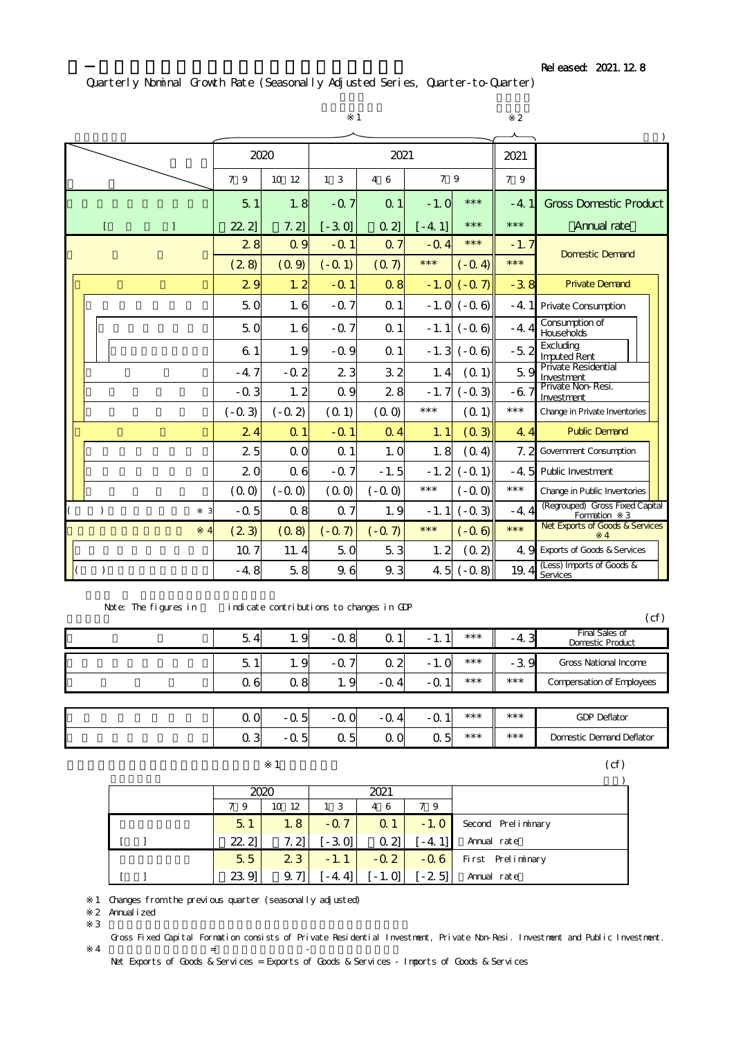Released: 2021.12.8

Quarterly Nominal Growth Rate (Seasonally Adjusted Series, Quarter-to-Quarter)

|  | 2020 7-9 | 2020 10-12 | 2021 1-3 | 2021 4-6 | 2021 7-9 | 2021 7-9 (contribution) | 2021 7-9 ※2 |  |
|---|---|---|---|---|---|---|---|---|
|  | 5.1 | 1.8 | -0.7 | 0.1 | -1.0 | *** | -4.1 | Gross Domestic Product |
| [ ] | [22.2] | [7.2] | [-3.0] | [0.2] | [-4.1] | *** | *** | Annual rate |
|  | 2.8 | 0.9 | -0.1 | 0.7 | -0.4 | *** | -1.7 | Domestic Demand |
|  | (2.8) | (0.9) | (-0.1) | (0.7) | *** | (-0.4) | *** |  |
|  | 2.9 | 1.2 | -0.1 | 0.8 | -1.0 | (-0.7) | -3.8 | Private Demand |
|  | 5.0 | 1.6 | -0.7 | 0.1 | -1.0 | (-0.6) | -4.1 | Private Consumption |
|  | 5.0 | 1.6 | -0.7 | 0.1 | -1.1 | (-0.6) | -4.4 | Consumption of Households |
|  | 6.1 | 1.9 | -0.9 | 0.1 | -1.3 | (-0.6) | -5.2 | Excluding Imputed Rent |
|  | -4.7 | -0.2 | 2.3 | 3.2 | 1.4 | (0.1) | 5.9 | Private Residential Investment |
|  | -0.3 | 1.2 | 0.9 | 2.8 | -1.7 | (-0.3) | -6.7 | Private Non-Resi. Investment |
|  | (-0.3) | (-0.2) | (0.1) | (0.0) | *** | (0.1) | *** | Change in Private Inventories |
|  | 2.4 | 0.1 | -0.1 | 0.4 | 1.1 | (0.3) | 4.4 | Public Demand |
|  | 2.5 | 0.0 | 0.1 | 1.0 | 1.8 | (0.4) | 7.2 | Government Consumption |
|  | 2.0 | 0.6 | -0.7 | -1.5 | -1.2 | (-0.1) | -4.5 | Public Investment |
|  | (0.0) | (-0.0) | (0.0) | (-0.0) | *** | (-0.0) | *** | Change in Public Inventories |
| ( ) ※3 | -0.5 | 0.8 | 0.7 | 1.9 | -1.1 | (-0.3) | -4.4 | (Regrouped) Gross Fixed Capital Formation ※3 |
| ※4 | (2.3) | (0.8) | (-0.7) | (-0.7) | *** | (-0.6) | *** | Net Exports of Goods & Services ※4 |
|  | 10.7 | 11.4 | 5.0 | 5.3 | 1.2 | (0.2) | 4.9 | Exports of Goods & Services |
| ( ) | -4.8 | 5.8 | 9.6 | 9.3 | 4.5 | (-0.8) | 19.4 | (Less) Imports of Goods & Services |

Note: The figures in ( ) indicate contributions to changes in GDP

(cf)

|  | 2020 7-9 | 2020 10-12 | 2021 1-3 | 2021 4-6 | 2021 7-9 | 2021 7-9 (contribution) | 2021 7-9 ※2 |  |
|---|---|---|---|---|---|---|---|---|
|  | 5.4 | 1.9 | -0.8 | 0.1 | -1.1 | *** | -4.3 | Final Sales of Domestic Product |
|  | 5.1 | 1.9 | -0.7 | 0.2 | -1.0 | *** | -3.9 | Gross National Income |
|  | 0.6 | 0.8 | 1.9 | -0.4 | -0.1 | *** | *** | Compensation of Employees |
|  | 0.0 | -0.5 | -0.0 | -0.4 | -0.1 | *** | *** | GDP Deflator |
|  | 0.3 | -0.5 | 0.5 | 0.0 | 0.5 | *** | *** | Domestic Demand Deflator |

※1 (cf)

|  | 2020 7-9 | 2020 10-12 | 2021 1-3 | 2021 4-6 | 2021 7-9 |  |
|---|---|---|---|---|---|---|
|  | 5.1 | 1.8 | -0.7 | 0.1 | -1.0 | Second Preliminary |
| [ ] | [22.2] | [7.2] | [-3.0] | [0.2] | [-4.1] | Annual rate |
|  | 5.5 | 2.3 | -1.1 | -0.2 | -0.6 | First Preliminary |
| [ ] | [23.9] | [9.7] | [-4.4] | [-1.0] | [-2.5] | Annual rate |

※1 Changes from the previous quarter (seasonally adjusted)

※2 Annualized

※3 Gross Fixed Capital Formation consists of Private Residential Investment, Private Non-Resi. Investment and Public Investment.

※4 = - 

Net Exports of Goods & Services = Exports of Goods & Services - Imports of Goods & Services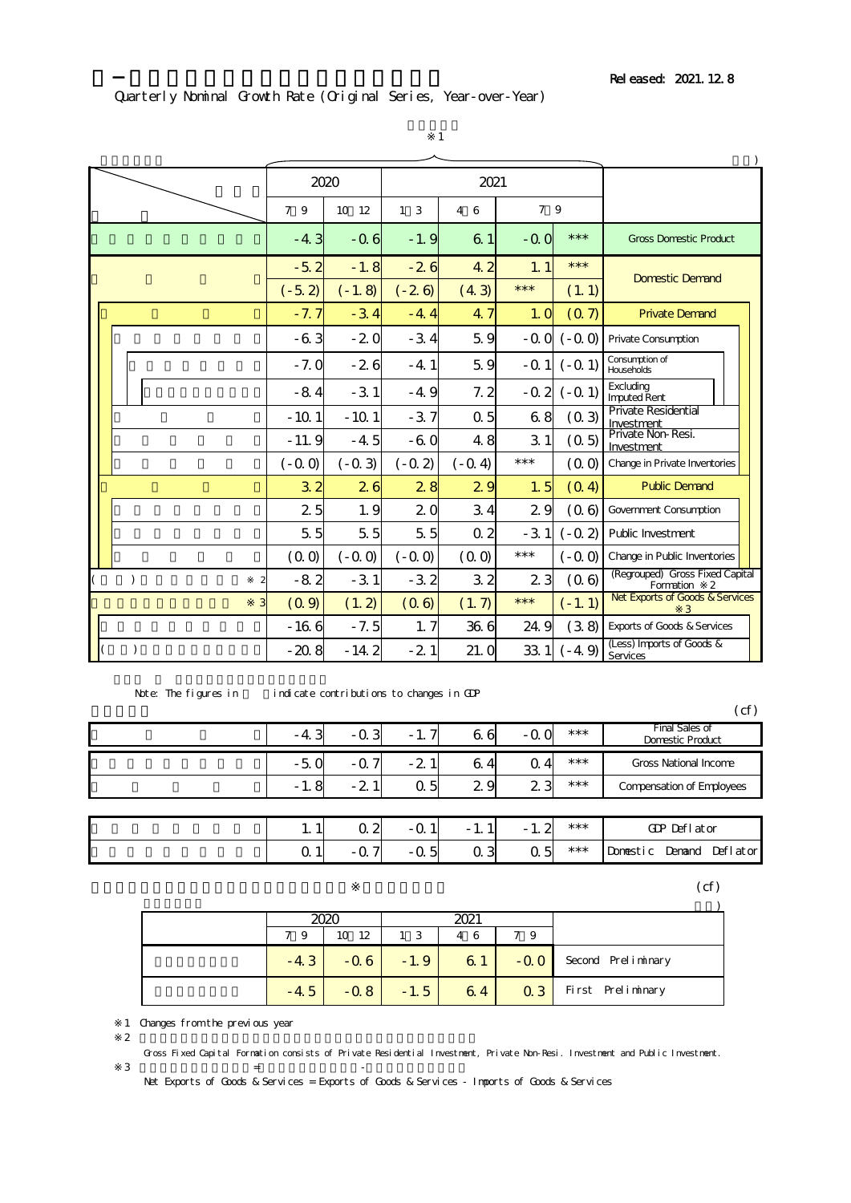Released: 2021.12.8

Quarterly Nominal Growth Rate (Original Series, Year-over-Year)

※1

| | 2020 7-9 | 2020 10-12 | 2021 1-3 | 2021 4-6 | 2021 7-9 | | |
|---|---|---|---|---|---|---|---|
| | -4.3 | -0.6 | -1.9 | 6.1 | -0.0 | *** | Gross Domestic Product |
| | -5.2 | -1.8 | -2.6 | 4.2 | 1.1 | *** | Domestic Demand |
| | (-5.2) | (-1.8) | (-2.6) | (4.3) | *** | (1.1) | |
| | -7.7 | -3.4 | -4.4 | 4.7 | 1.0 | (0.7) | Private Demand |
| | -6.3 | -2.0 | -3.4 | 5.9 | -0.0 | (-0.0) | Private Consumption |
| | -7.0 | -2.6 | -4.1 | 5.9 | -0.1 | (-0.1) | Consumption of Households |
| | -8.4 | -3.1 | -4.9 | 7.2 | -0.2 | (-0.1) | Excluding Imputed Rent |
| | -10.1 | -10.1 | -3.7 | 0.5 | 6.8 | (0.3) | Private Residential Investment |
| | -11.9 | -4.5 | -6.0 | 4.8 | 3.1 | (0.5) | Private Non-Resi. Investment |
| | (-0.0) | (-0.3) | (-0.2) | (-0.4) | *** | (0.0) | Change in Private Inventories |
| | 3.2 | 2.6 | 2.8 | 2.9 | 1.5 | (0.4) | Public Demand |
| | 2.5 | 1.9 | 2.0 | 3.4 | 2.9 | (0.6) | Government Consumption |
| | 5.5 | 5.5 | 5.5 | 0.2 | -3.1 | (-0.2) | Public Investment |
| | (0.0) | (-0.0) | (-0.0) | (0.0) | *** | (-0.0) | Change in Public Inventories |
| ( ) ※2 | -8.2 | -3.1 | -3.2 | 3.2 | 2.3 | (0.6) | (Regrouped) Gross Fixed Capital Formation ※2 |
| ※3 | (0.9) | (1.2) | (0.6) | (1.7) | *** | (-1.1) | Net Exports of Goods & Services ※3 |
| | -16.6 | -7.5 | 1.7 | 36.6 | 24.9 | (3.8) | Exports of Goods & Services |
| ( ) | -20.8 | -14.2 | -2.1 | 21.0 | 33.1 | (-4.9) | (Less) Imports of Goods & Services |

Note: The figures in ( ) indicate contributions to changes in GDP

(cf)

| | 2020 7-9 | 2020 10-12 | 2021 1-3 | 2021 4-6 | 2021 7-9 | | |
|---|---|---|---|---|---|---|---|
| | -4.3 | -0.3 | -1.7 | 6.6 | -0.0 | *** | Final Sales of Domestic Product |
| | -5.0 | -0.7 | -2.1 | 6.4 | 0.4 | *** | Gross National Income |
| | -1.8 | -2.1 | 0.5 | 2.9 | 2.3 | *** | Compensation of Employees |
| | 1.1 | 0.2 | -0.1 | -1.1 | -1.2 | *** | GDP Deflator |
| | 0.1 | -0.7 | -0.5 | 0.3 | 0.5 | *** | Domestic Demand Deflator |

※ (cf)

| | 2020 7-9 | 2020 10-12 | 2021 1-3 | 2021 4-6 | 2021 7-9 | |
|---|---|---|---|---|---|---|
| | -4.3 | -0.6 | -1.9 | 6.1 | -0.0 | Second Preliminary |
| | -4.5 | -0.8 | -1.5 | 6.4 | 0.3 | First Preliminary |

※1 Changes from the previous year

※2 Gross Fixed Capital Formation consists of Private Residential Investment, Private Non-Resi. Investment and Public Investment.

※3 = - Net Exports of Goods & Services = Exports of Goods & Services - Imports of Goods & Services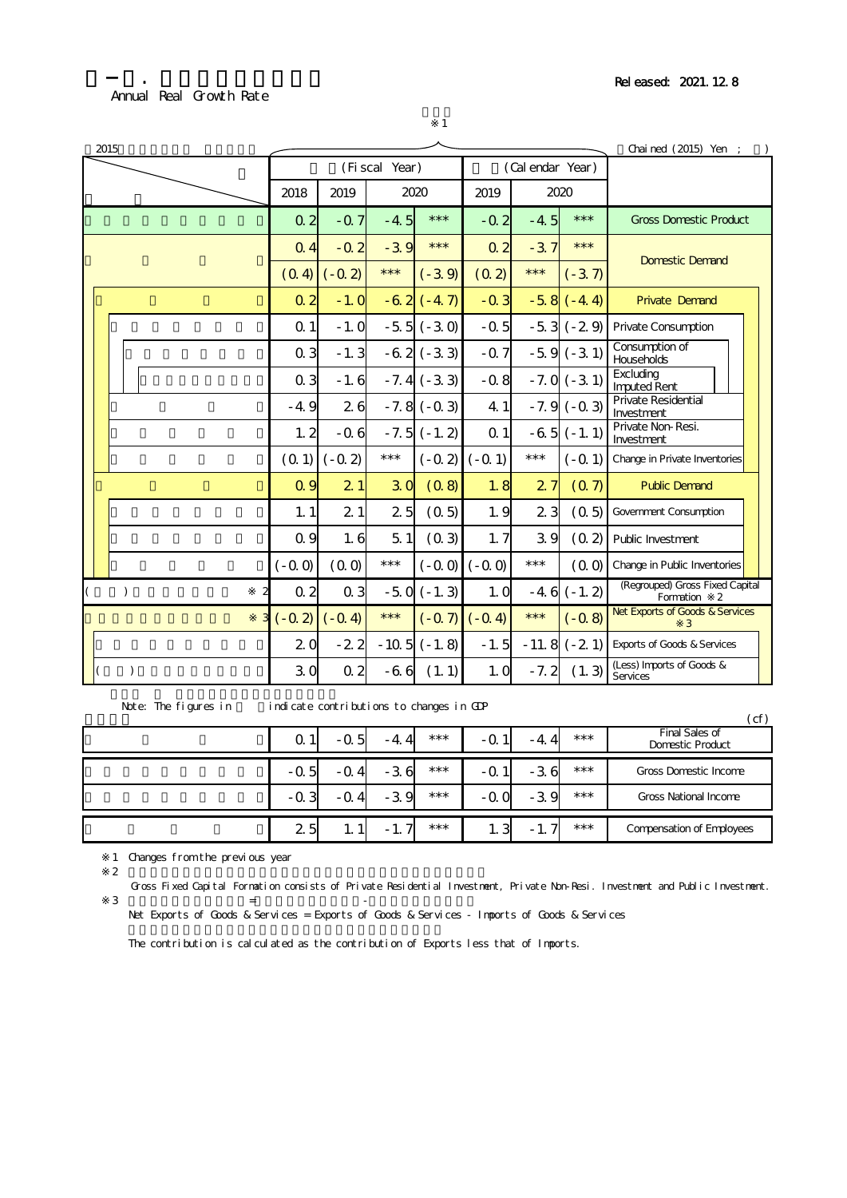Released: 2021.12.8

Annual Real Growth Rate

※1

2015 Chained (2015) Yen ; )

| | (Fiscal Year) | | | | (Calendar Year) | | | |
|---|---|---|---|---|---|---|---|---|
| | 2018 | 2019 | 2020 | | 2019 | 2020 | | |
| | 0.2 | -0.7 | -4.5 | *** | -0.2 | -4.5 | *** | Gross Domestic Product |
| | 0.4 | -0.2 | -3.9 | *** | 0.2 | -3.7 | *** | Domestic Demand |
| | (0.4) | (-0.2) | *** | (-3.9) | (0.2) | *** | (-3.7) | |
| | 0.2 | -1.0 | -6.2 | (-4.7) | -0.3 | -5.8 | (-4.4) | Private Demand |
| | 0.1 | -1.0 | -5.5 | (-3.0) | -0.5 | -5.3 | (-2.9) | Private Consumption |
| | 0.3 | -1.3 | -6.2 | (-3.3) | -0.7 | -5.9 | (-3.1) | Consumption of Households |
| | 0.3 | -1.6 | -7.4 | (-3.3) | -0.8 | -7.0 | (-3.1) | Excluding Imputed Rent |
| | -4.9 | 2.6 | -7.8 | (-0.3) | 4.1 | -7.9 | (-0.3) | Private Residential Investment |
| | 1.2 | -0.6 | -7.5 | (-1.2) | 0.1 | -6.5 | (-1.1) | Private Non-Resi. Investment |
| | (0.1) | (-0.2) | *** | (-0.2) | (-0.1) | *** | (-0.1) | Change in Private Inventories |
| | 0.9 | 2.1 | 3.0 | (0.8) | 1.8 | 2.7 | (0.7) | Public Demand |
| | 1.1 | 2.1 | 2.5 | (0.5) | 1.9 | 2.3 | (0.5) | Government Consumption |
| | 0.9 | 1.6 | 5.1 | (0.3) | 1.7 | 3.9 | (0.2) | Public Investment |
| | (-0.0) | (0.0) | *** | (-0.0) | (-0.0) | *** | (0.0) | Change in Public Inventories |
| ( ) ※2 | 0.2 | 0.3 | -5.0 | (-1.3) | 1.0 | -4.6 | (-1.2) | (Regrouped) Gross Fixed Capital Formation ※2 |
| ※3 | (-0.2) | (-0.4) | *** | (-0.7) | (-0.4) | *** | (-0.8) | Net Exports of Goods & Services ※3 |
| | 2.0 | -2.2 | -10.5 | (-1.8) | -1.5 | -11.8 | (-2.1) | Exports of Goods & Services |
| ( ) | 3.0 | 0.2 | -6.6 | (1.1) | 1.0 | -7.2 | (1.3) | (Less) Imports of Goods & Services |

Note: The figures in indicate contributions to changes in GDP

(cf)

| | | | | | | | | |
|---|---|---|---|---|---|---|---|---|
| | 0.1 | -0.5 | -4.4 | *** | -0.1 | -4.4 | *** | Final Sales of Domestic Product |
| | -0.5 | -0.4 | -3.6 | *** | -0.1 | -3.6 | *** | Gross Domestic Income |
| | -0.3 | -0.4 | -3.9 | *** | -0.0 | -3.9 | *** | Gross National Income |
| | 2.5 | 1.1 | -1.7 | *** | 1.3 | -1.7 | *** | Compensation of Employees |

※1 Changes from the previous year

※2

Gross Fixed Capital Formation consists of Private Residential Investment, Private Non-Resi. Investment and Public Investment.

※3 = -

Net Exports of Goods & Services = Exports of Goods & Services - Imports of Goods & Services

The contribution is calculated as the contribution of Exports less that of Imports.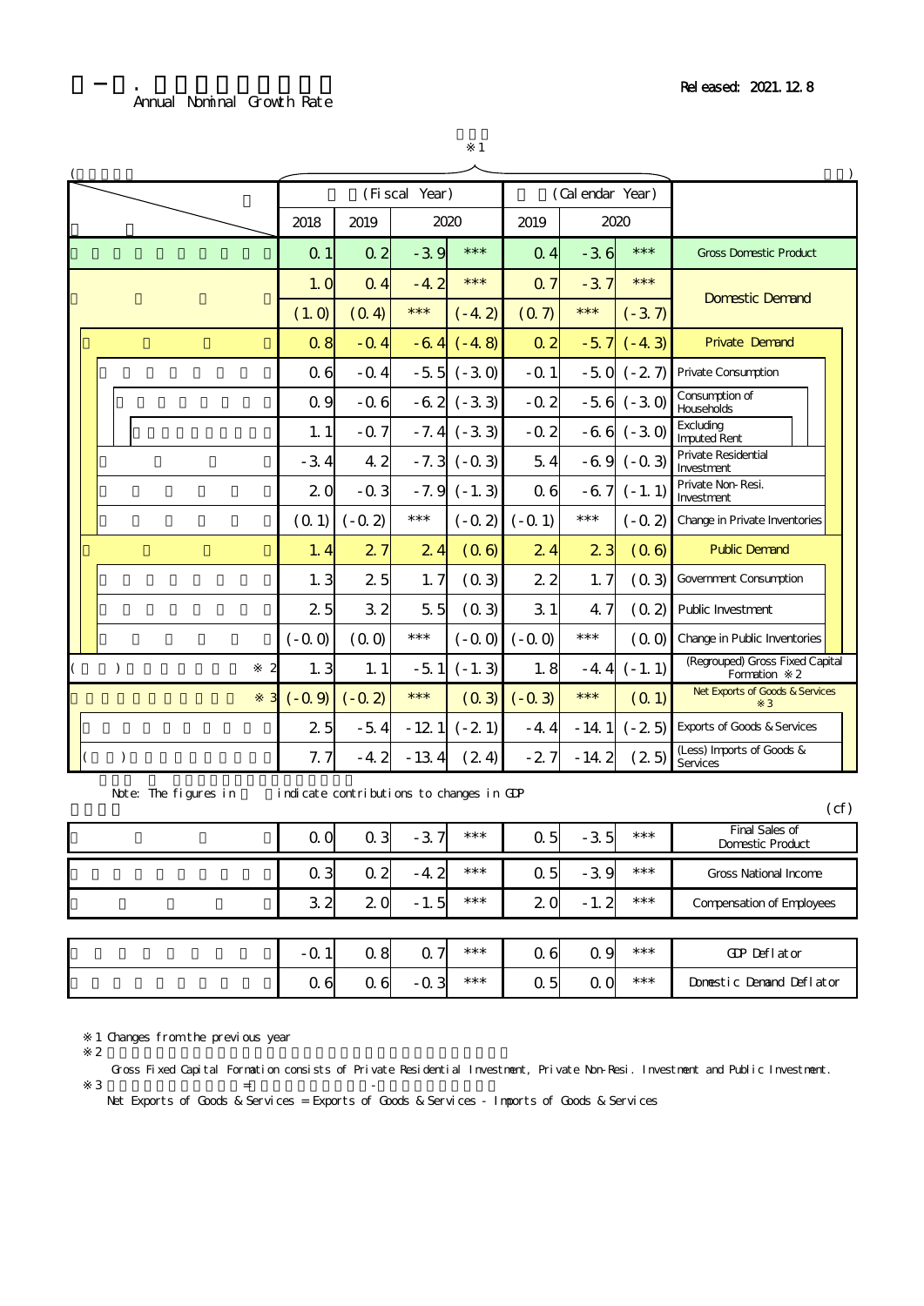Annual Nominal Growth Rate

Released: 2021.12.8

※1

| | (Fiscal Year) | | | | (Calendar Year) | | | |
|---|---|---|---|---|---|---|---|---|
| | 2018 | 2019 | 2020 | | 2019 | 2020 | | |
| Gross Domestic Product | 0.1 | 0.2 | -3.9 | *** | 0.4 | -3.6 | *** | Gross Domestic Product |
| Domestic Demand | 1.0 | 0.4 | -4.2 | *** | 0.7 | -3.7 | *** | Domestic Demand |
| | (1.0) | (0.4) | *** | (-4.2) | (0.7) | *** | (-3.7) | |
| Private Demand | 0.8 | -0.4 | -6.4 | (-4.8) | 0.2 | -5.7 | (-4.3) | Private Demand |
| Private Consumption | 0.6 | -0.4 | -5.5 | (-3.0) | -0.1 | -5.0 | (-2.7) | Private Consumption |
| Consumption of Households | 0.9 | -0.6 | -6.2 | (-3.3) | -0.2 | -5.6 | (-3.0) | Consumption of Households |
| Excluding Imputed Rent | 1.1 | -0.7 | -7.4 | (-3.3) | -0.2 | -6.6 | (-3.0) | Excluding Imputed Rent |
| Private Residential Investment | -3.4 | 4.2 | -7.3 | (-0.3) | 5.4 | -6.9 | (-0.3) | Private Residential Investment |
| Private Non-Resi. Investment | 2.0 | -0.3 | -7.9 | (-1.3) | 0.6 | -6.7 | (-1.1) | Private Non-Resi. Investment |
| Change in Private Inventories | (0.1) | (-0.2) | *** | (-0.2) | (-0.1) | *** | (-0.2) | Change in Private Inventories |
| Public Demand | 1.4 | 2.7 | 2.4 | (0.6) | 2.4 | 2.3 | (0.6) | Public Demand |
| Government Consumption | 1.3 | 2.5 | 1.7 | (0.3) | 2.2 | 1.7 | (0.3) | Government Consumption |
| Public Investment | 2.5 | 3.2 | 5.5 | (0.3) | 3.1 | 4.7 | (0.2) | Public Investment |
| Change in Public Inventories | (-0.0) | (0.0) | *** | (-0.0) | (-0.0) | *** | (0.0) | Change in Public Inventories |
| (Regrouped) Gross Fixed Capital Formation ※2 | 1.3 | 1.1 | -5.1 | (-1.3) | 1.8 | -4.4 | (-1.1) | (Regrouped) Gross Fixed Capital Formation ※2 |
| Net Exports of Goods & Services ※3 | (-0.9) | (-0.2) | *** | (0.3) | (-0.3) | *** | (0.1) | Net Exports of Goods & Services ※3 |
| Exports of Goods & Services | 2.5 | -5.4 | -12.1 | (-2.1) | -4.4 | -14.1 | (-2.5) | Exports of Goods & Services |
| (Less) Imports of Goods & Services | 7.7 | -4.2 | -13.4 | (2.4) | -2.7 | -14.2 | (2.5) | (Less) Imports of Goods & Services |

Note: The figures in ( ) indicate contributions to changes in GDP

(cf)

| | 2018 | 2019 | 2020 | | 2019 | 2020 | | |
|---|---|---|---|---|---|---|---|---|
| Final Sales of Domestic Product | 0.0 | 0.3 | -3.7 | *** | 0.5 | -3.5 | *** | Final Sales of Domestic Product |
| Gross National Income | 0.3 | 0.2 | -4.2 | *** | 0.5 | -3.9 | *** | Gross National Income |
| Compensation of Employees | 3.2 | 2.0 | -1.5 | *** | 2.0 | -1.2 | *** | Compensation of Employees |
| GDP Deflator | -0.1 | 0.8 | 0.7 | *** | 0.6 | 0.9 | *** | GDP Deflator |
| Domestic Demand Deflator | 0.6 | 0.6 | -0.3 | *** | 0.5 | 0.0 | *** | Domestic Demand Deflator |

※1 Changes from the previous year

※2 Gross Fixed Capital Formation consists of Private Residential Investment, Private Non-Resi. Investment and Public Investment.

※3 Net Exports of Goods & Services = Exports of Goods & Services - Imports of Goods & Services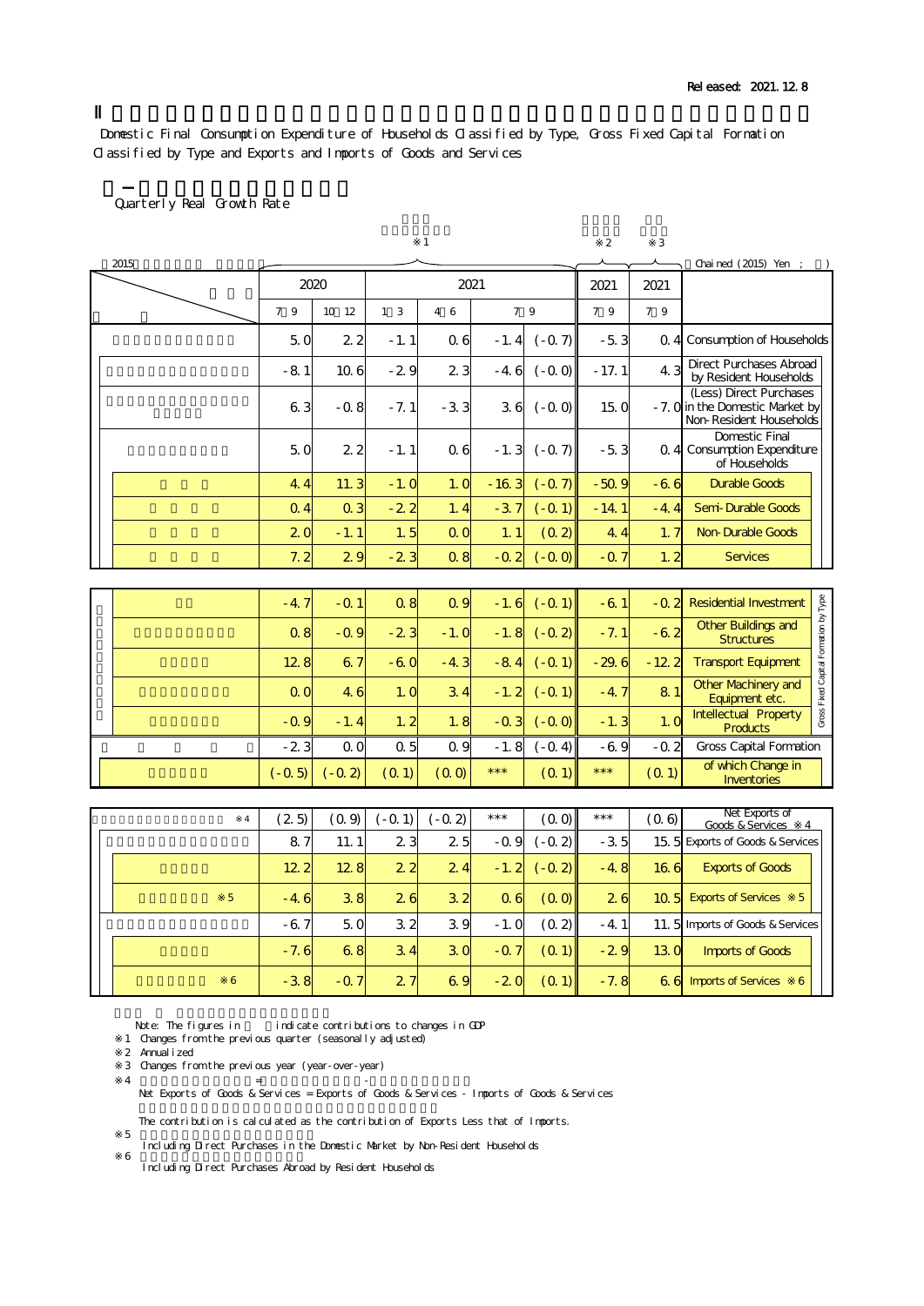Released: 2021.12.8

## Ⅱ

Domestic Final Consumption Expenditure of Households Classified by Type, Gross Fixed Capital Formation Classified by Type and Exports and Imports of Goods and Services

### Quarterly Real Growth Rate

2015 — Chained (2015) Yen ; ※1 / ※2 / ※3

| | 2020 7-9 | 2020 10-12 | 2021 1-3 | 2021 4-6 | 2021 7-9 | | 2021 7-9 ※2 | 2021 7-9 ※3 | |
|---|---|---|---|---|---|---|---|---|---|
| | 5.0 | 2.2 | -1.1 | 0.6 | -1.4 | (-0.7) | -5.3 | 0.4 | Consumption of Households |
| | -8.1 | 10.6 | -2.9 | 2.3 | -4.6 | (-0.0) | -17.1 | 4.3 | Direct Purchases Abroad by Resident Households |
| | 6.3 | -0.8 | -7.1 | -3.3 | 3.6 | (-0.0) | 15.0 | -7.0 | (Less) Direct Purchases in the Domestic Market by Non-Resident Households |
| | 5.0 | 2.2 | -1.1 | 0.6 | -1.3 | (-0.7) | -5.3 | 0.4 | Domestic Final Consumption Expenditure of Households |
| | 4.4 | 11.3 | -1.0 | 1.0 | -16.3 | (-0.7) | -50.9 | -6.6 | Durable Goods |
| | 0.4 | 0.3 | -2.2 | 1.4 | -3.7 | (-0.1) | -14.1 | -4.4 | Semi-Durable Goods |
| | 2.0 | -1.1 | 1.5 | 0.0 | 1.1 | (0.2) | 4.4 | 1.7 | Non-Durable Goods |
| | 7.2 | 2.9 | -2.3 | 0.8 | -0.2 | (-0.0) | -0.7 | 1.2 | Services |
| | -4.7 | -0.1 | 0.8 | 0.9 | -1.6 | (-0.1) | -6.1 | -0.2 | Residential Investment |
| | 0.8 | -0.9 | -2.3 | -1.0 | -1.8 | (-0.2) | -7.1 | -6.2 | Other Buildings and Structures |
| | 12.8 | 6.7 | -6.0 | -4.3 | -8.4 | (-0.1) | -29.6 | -12.2 | Transport Equipment |
| | 0.0 | 4.6 | 1.0 | 3.4 | -1.2 | (-0.1) | -4.7 | 8.1 | Other Machinery and Equipment etc. |
| | -0.9 | -1.4 | 1.2 | 1.8 | -0.3 | (-0.0) | -1.3 | 1.0 | Intellectual Property Products |
| | -2.3 | 0.0 | 0.5 | 0.9 | -1.8 | (-0.4) | -6.9 | -0.2 | Gross Capital Formation |
| | (-0.5) | (-0.2) | (0.1) | (0.0) | *** | (0.1) | *** | (0.1) | of which Change in Inventories |
| ※4 | (2.5) | (0.9) | (-0.1) | (-0.2) | *** | (0.0) | *** | (0.6) | Net Exports of Goods & Services ※4 |
| | 8.7 | 11.1 | 2.3 | 2.5 | -0.9 | (-0.2) | -3.5 | 15.5 | Exports of Goods & Services |
| | 12.2 | 12.8 | 2.2 | 2.4 | -1.2 | (-0.2) | -4.8 | 16.6 | Exports of Goods |
| ※5 | -4.6 | 3.8 | 2.6 | 3.2 | 0.6 | (0.0) | 2.6 | 10.5 | Exports of Services ※5 |
| | -6.7 | 5.0 | 3.2 | 3.9 | -1.0 | (0.2) | -4.1 | 11.5 | Imports of Goods & Services |
| | -7.6 | 6.8 | 3.4 | 3.0 | -0.7 | (0.1) | -2.9 | 13.0 | Imports of Goods |
| ※6 | -3.8 | -0.7 | 2.7 | 6.9 | -2.0 | (0.1) | -7.8 | 6.6 | Imports of Services ※6 |

(Gross Fixed Capital Formation by Type: Residential Investment through Intellectual Property Products)

Note: The figures in ( ) indicate contributions to changes in GDP

※1 Changes from the previous quarter (seasonally adjusted)

※2 Annualized

※3 Changes from the previous year (year-over-year)

※4 = -

Net Exports of Goods & Services = Exports of Goods & Services - Imports of Goods & Services

The contribution is calculated as the contribution of Exports Less that of Imports.

※5 Including Direct Purchases in the Domestic Market by Non-Resident Households

※6 Including Direct Purchases Abroad by Resident Households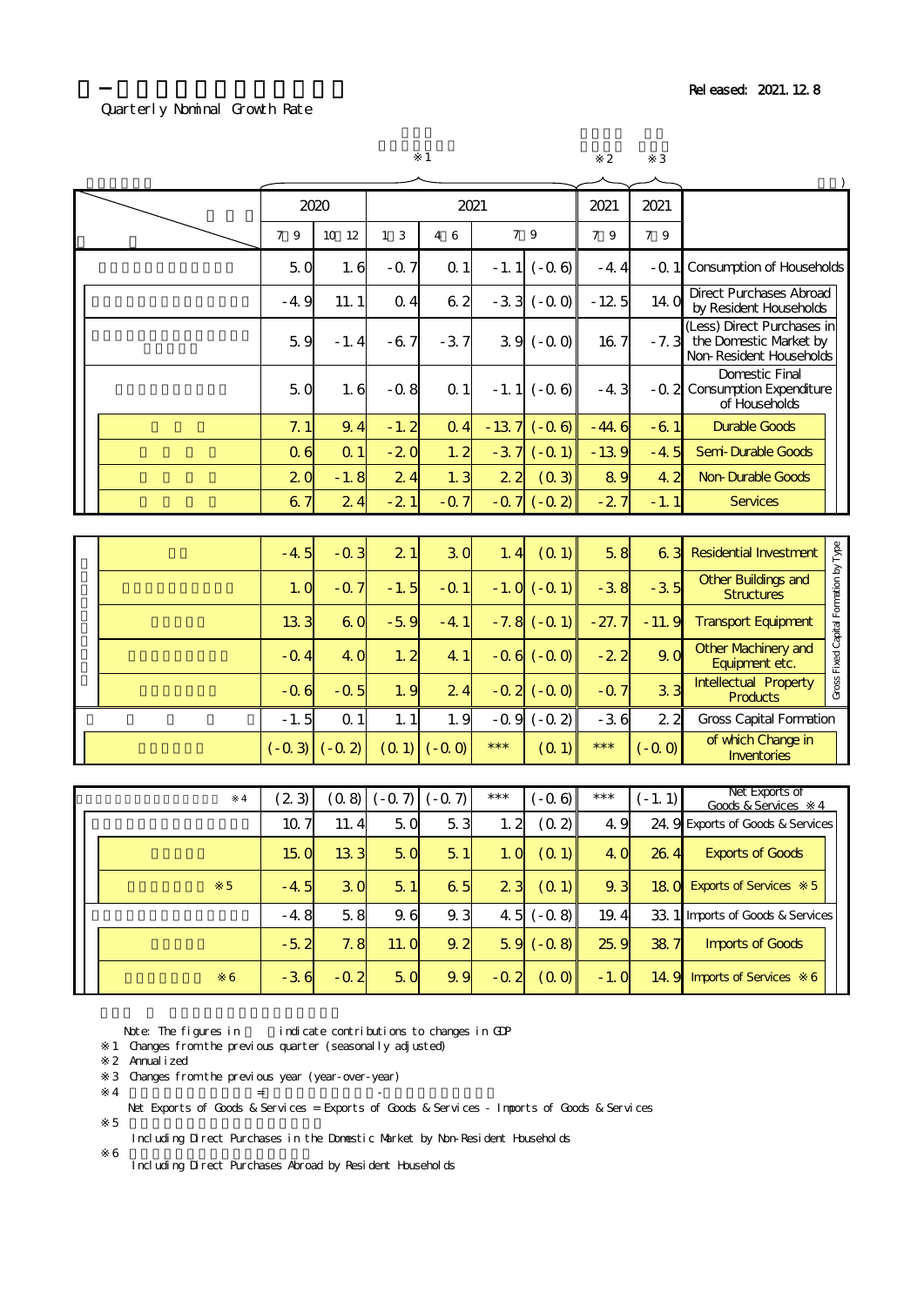Released: 2021.12.8

Quarterly Nominal Growth Rate

|  | 2020 7-9 ※1 | 2020 10-12 ※1 | 2021 1-3 ※1 | 2021 4-6 ※1 | 2021 7-9 ※1 | | 2021 7-9 ※2 | 2021 7-9 ※3 |  |
|---|---|---|---|---|---|---|---|---|---|
|  | 5.0 | 1.6 | -0.7 | 0.1 | -1.1 | (-0.6) | -4.4 | -0.1 | Consumption of Households |
|  | -4.9 | 11.1 | 0.4 | 6.2 | -3.3 | (-0.0) | -12.5 | 14.0 | Direct Purchases Abroad by Resident Households |
|  | 5.9 | -1.4 | -6.7 | -3.7 | 3.9 | (-0.0) | 16.7 | -7.3 | (Less) Direct Purchases in the Domestic Market by Non-Resident Households |
|  | 5.0 | 1.6 | -0.8 | 0.1 | -1.1 | (-0.6) | -4.3 | -0.2 | Domestic Final Consumption Expenditure of Households |
|  | 7.1 | 9.4 | -1.2 | 0.4 | -13.7 | (-0.6) | -44.6 | -6.1 | Durable Goods |
|  | 0.6 | 0.1 | -2.0 | 1.2 | -3.7 | (-0.1) | -13.9 | -4.5 | Semi-Durable Goods |
|  | 2.0 | -1.8 | 2.4 | 1.3 | 2.2 | (0.3) | 8.9 | 4.2 | Non-Durable Goods |
|  | 6.7 | 2.4 | -2.1 | -0.7 | -0.7 | (-0.2) | -2.7 | -1.1 | Services |
|  | -4.5 | -0.3 | 2.1 | 3.0 | 1.4 | (0.1) | 5.8 | 6.3 | Residential Investment (Gross Fixed Capital Formation by Type) |
|  | 1.0 | -0.7 | -1.5 | -0.1 | -1.0 | (-0.1) | -3.8 | -3.5 | Other Buildings and Structures (Gross Fixed Capital Formation by Type) |
|  | 13.3 | 6.0 | -5.9 | -4.1 | -7.8 | (-0.1) | -27.7 | -11.9 | Transport Equipment (Gross Fixed Capital Formation by Type) |
|  | -0.4 | 4.0 | 1.2 | 4.1 | -0.6 | (-0.0) | -2.2 | 9.0 | Other Machinery and Equipment etc. (Gross Fixed Capital Formation by Type) |
|  | -0.6 | -0.5 | 1.9 | 2.4 | -0.2 | (-0.0) | -0.7 | 3.3 | Intellectual Property Products (Gross Fixed Capital Formation by Type) |
|  | -1.5 | 0.1 | 1.1 | 1.9 | -0.9 | (-0.2) | -3.6 | 2.2 | Gross Capital Formation |
|  | (-0.3) | (-0.2) | (0.1) | (-0.0) | *** | (0.1) | *** | (-0.0) | of which Change in Inventories |
| ※4 | (2.3) | (0.8) | (-0.7) | (-0.7) | *** | (-0.6) | *** | (-1.1) | Net Exports of Goods & Services ※4 |
|  | 10.7 | 11.4 | 5.0 | 5.3 | 1.2 | (0.2) | 4.9 | 24.9 | Exports of Goods & Services |
|  | 15.0 | 13.3 | 5.0 | 5.1 | 1.0 | (0.1) | 4.0 | 26.4 | Exports of Goods |
| ※5 | -4.5 | 3.0 | 5.1 | 6.5 | 2.3 | (0.1) | 9.3 | 18.0 | Exports of Services ※5 |
|  | -4.8 | 5.8 | 9.6 | 9.3 | 4.5 | (-0.8) | 19.4 | 33.1 | Imports of Goods & Services |
|  | -5.2 | 7.8 | 11.0 | 9.2 | 5.9 | (-0.8) | 25.9 | 38.7 | Imports of Goods |
| ※6 | -3.6 | -0.2 | 5.0 | 9.9 | -0.2 | (0.0) | -1.0 | 14.9 | Imports of Services ※6 |

Note: The figures in ( ) indicate contributions to changes in GDP

※1 Changes from the previous quarter (seasonally adjusted)

※2 Annualized

※3 Changes from the previous year (year-over-year)

※4 = -

Net Exports of Goods & Services = Exports of Goods & Services - Imports of Goods & Services

※5

Including Direct Purchases in the Domestic Market by Non-Resident Households

※6

Including Direct Purchases Abroad by Resident Households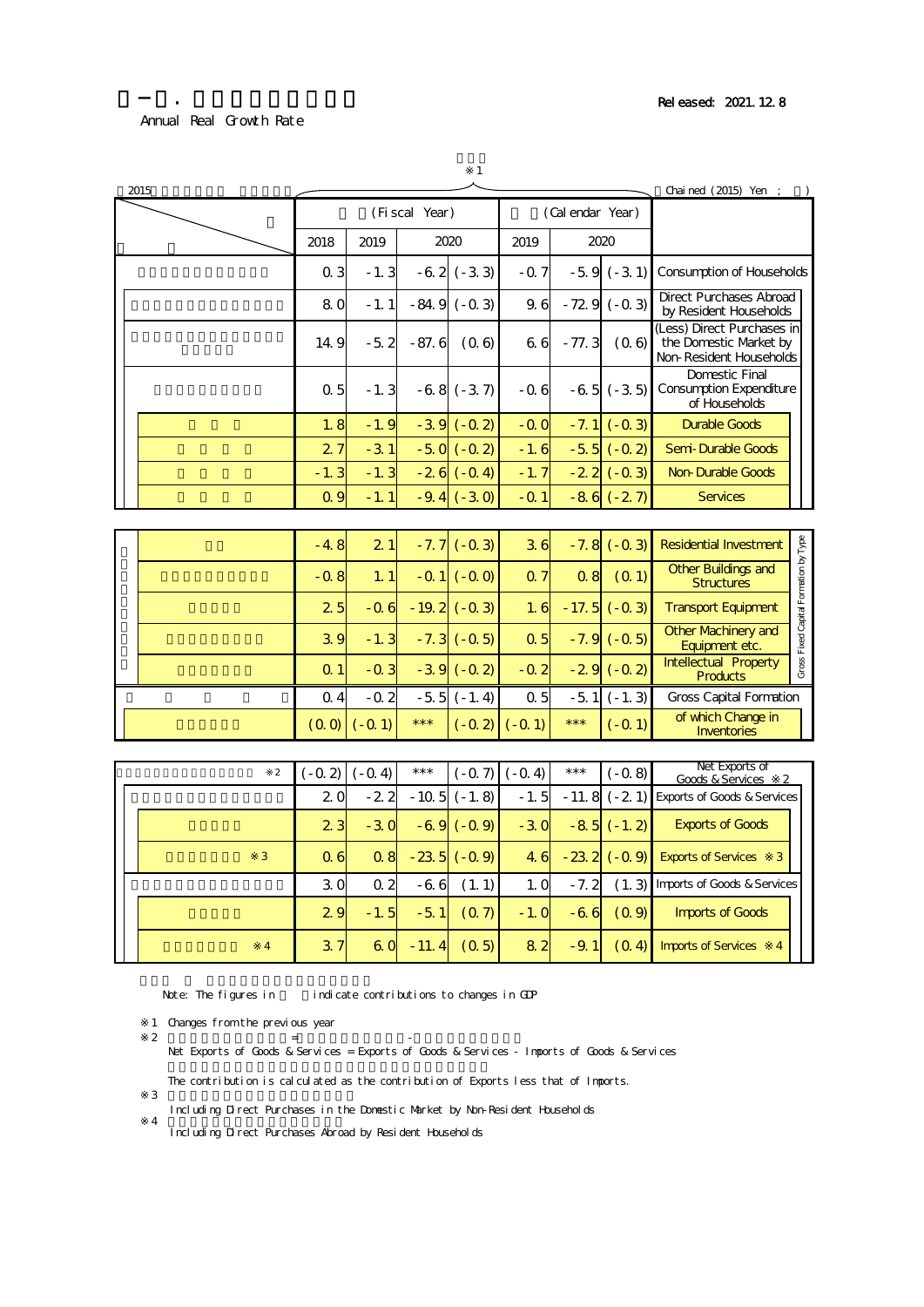Released: 2021.12.8

Annual Real Growth Rate

※1

2015 — Chained (2015) Yen ; ( )

| | (Fiscal Year) | | | | (Calendar Year) | | | |
|---|---|---|---|---|---|---|---|---|
| | 2018 | 2019 | 2020 | | 2019 | 2020 | | |
| | 0.3 | -1.3 | -6.2 | (-3.3) | -0.7 | -5.9 | (-3.1) | Consumption of Households |
| | 8.0 | -1.1 | -84.9 | (-0.3) | 9.6 | -72.9 | (-0.3) | Direct Purchases Abroad by Resident Households |
| | 14.9 | -5.2 | -87.6 | (0.6) | 6.6 | -77.3 | (0.6) | (Less) Direct Purchases in the Domestic Market by Non-Resident Households |
| | 0.5 | -1.3 | -6.8 | (-3.7) | -0.6 | -6.5 | (-3.5) | Domestic Final Consumption Expenditure of Households |
| | 1.8 | -1.9 | -3.9 | (-0.2) | -0.0 | -7.1 | (-0.3) | Durable Goods |
| | 2.7 | -3.1 | -5.0 | (-0.2) | -1.6 | -5.5 | (-0.2) | Semi-Durable Goods |
| | -1.3 | -1.3 | -2.6 | (-0.4) | -1.7 | -2.2 | (-0.3) | Non-Durable Goods |
| | 0.9 | -1.1 | -9.4 | (-3.0) | -0.1 | -8.6 | (-2.7) | Services |
| | -4.8 | 2.1 | -7.7 | (-0.3) | 3.6 | -7.8 | (-0.3) | Residential Investment (Gross Fixed Capital Formation by Type) |
| | -0.8 | 1.1 | -0.1 | (-0.0) | 0.7 | 0.8 | (0.1) | Other Buildings and Structures (Gross Fixed Capital Formation by Type) |
| | 2.5 | -0.6 | -19.2 | (-0.3) | 1.6 | -17.5 | (-0.3) | Transport Equipment (Gross Fixed Capital Formation by Type) |
| | 3.9 | -1.3 | -7.3 | (-0.5) | 0.5 | -7.9 | (-0.5) | Other Machinery and Equipment etc. (Gross Fixed Capital Formation by Type) |
| | 0.1 | -0.3 | -3.9 | (-0.2) | -0.2 | -2.9 | (-0.2) | Intellectual Property Products (Gross Fixed Capital Formation by Type) |
| | 0.4 | -0.2 | -5.5 | (-1.4) | 0.5 | -5.1 | (-1.3) | Gross Capital Formation |
| | (0.0) | (-0.1) | *** | (-0.2) | (-0.1) | *** | (-0.1) | of which Change in Inventories |
| ※2 | (-0.2) | (-0.4) | *** | (-0.7) | (-0.4) | *** | (-0.8) | Net Exports of Goods & Services ※2 |
| | 2.0 | -2.2 | -10.5 | (-1.8) | -1.5 | -11.8 | (-2.1) | Exports of Goods & Services |
| | 2.3 | -3.0 | -6.9 | (-0.9) | -3.0 | -8.5 | (-1.2) | Exports of Goods |
| ※3 | 0.6 | 0.8 | -23.5 | (-0.9) | 4.6 | -23.2 | (-0.9) | Exports of Services ※3 |
| | 3.0 | 0.2 | -6.6 | (1.1) | 1.0 | -7.2 | (1.3) | Imports of Goods & Services |
| | 2.9 | -1.5 | -5.1 | (0.7) | -1.0 | -6.6 | (0.9) | Imports of Goods |
| ※4 | 3.7 | 6.0 | -11.4 | (0.5) | 8.2 | -9.1 | (0.4) | Imports of Services ※4 |

Note: The figures in ( ) indicate contributions to changes in GDP

※1 Changes from the previous year

※2 = -

Net Exports of Goods & Services = Exports of Goods & Services - Imports of Goods & Services

The contribution is calculated as the contribution of Exports less that of Imports.

※3

Including Direct Purchases in the Domestic Market by Non-Resident Households

※4

Including Direct Purchases Abroad by Resident Households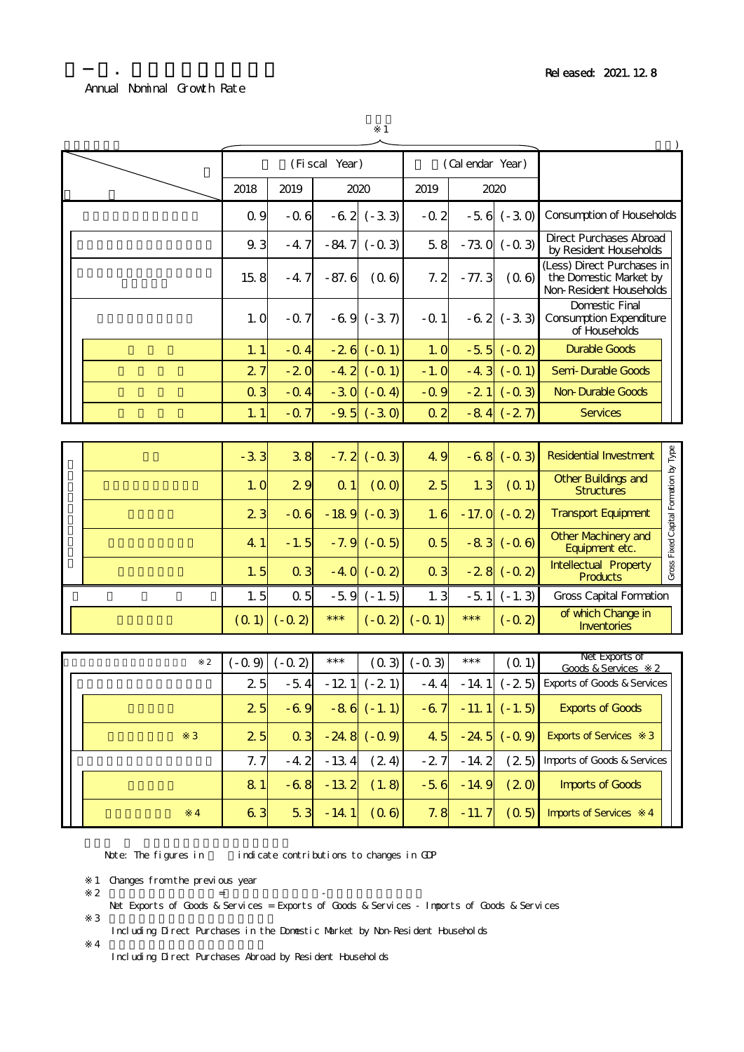Released: 2021.12.8

Annual Nominal Growth Rate

※1

| | (Fiscal Year) | | | | (Calendar Year) | | | |
|---|---|---|---|---|---|---|---|---|
| | 2018 | 2019 | 2020 | | 2019 | 2020 | | |
| | 0.9 | -0.6 | -6.2 | (-3.3) | -0.2 | -5.6 | (-3.0) | Consumption of Households |
| | 9.3 | -4.7 | -84.7 | (-0.3) | 5.8 | -73.0 | (-0.3) | Direct Purchases Abroad by Resident Households |
| | 15.8 | -4.7 | -87.6 | (0.6) | 7.2 | -77.3 | (0.6) | (Less) Direct Purchases in the Domestic Market by Non-Resident Households |
| | 1.0 | -0.7 | -6.9 | (-3.7) | -0.1 | -6.2 | (-3.3) | Domestic Final Consumption Expenditure of Households |
| | 1.1 | -0.4 | -2.6 | (-0.1) | 1.0 | -5.5 | (-0.2) | Durable Goods |
| | 2.7 | -2.0 | -4.2 | (-0.1) | -1.0 | -4.3 | (-0.1) | Semi-Durable Goods |
| | 0.3 | -0.4 | -3.0 | (-0.4) | -0.9 | -2.1 | (-0.3) | Non-Durable Goods |
| | 1.1 | -0.7 | -9.5 | (-3.0) | 0.2 | -8.4 | (-2.7) | Services |
| | -3.3 | 3.8 | -7.2 | (-0.3) | 4.9 | -6.8 | (-0.3) | Residential Investment (Gross Fixed Capital Formation by Type) |
| | 1.0 | 2.9 | 0.1 | (0.0) | 2.5 | 1.3 | (0.1) | Other Buildings and Structures (Gross Fixed Capital Formation by Type) |
| | 2.3 | -0.6 | -18.9 | (-0.3) | 1.6 | -17.0 | (-0.2) | Transport Equipment (Gross Fixed Capital Formation by Type) |
| | 4.1 | -1.5 | -7.9 | (-0.5) | 0.5 | -8.3 | (-0.6) | Other Machinery and Equipment etc. (Gross Fixed Capital Formation by Type) |
| | 1.5 | 0.3 | -4.0 | (-0.2) | 0.3 | -2.8 | (-0.2) | Intellectual Property Products (Gross Fixed Capital Formation by Type) |
| | 1.5 | 0.5 | -5.9 | (-1.5) | 1.3 | -5.1 | (-1.3) | Gross Capital Formation |
| | (0.1) | (-0.2) | *** | (-0.2) | (-0.1) | *** | (-0.2) | of which Change in Inventories |
| ※2 | (-0.9) | (-0.2) | *** | (0.3) | (-0.3) | *** | (0.1) | Net Exports of Goods & Services ※2 |
| | 2.5 | -5.4 | -12.1 | (-2.1) | -4.4 | -14.1 | (-2.5) | Exports of Goods & Services |
| | 2.5 | -6.9 | -8.6 | (-1.1) | -6.7 | -11.1 | (-1.5) | Exports of Goods |
| ※3 | 2.5 | 0.3 | -24.8 | (-0.9) | 4.5 | -24.5 | (-0.9) | Exports of Services ※3 |
| | 7.7 | -4.2 | -13.4 | (2.4) | -2.7 | -14.2 | (2.5) | Imports of Goods & Services |
| | 8.1 | -6.8 | -13.2 | (1.8) | -5.6 | -14.9 | (2.0) | Imports of Goods |
| ※4 | 6.3 | 5.3 | -14.1 | (0.6) | 7.8 | -11.7 | (0.5) | Imports of Services ※4 |

Note: The figures in ( ) indicate contributions to changes in GDP

※1 Changes from the previous year

※2 = -
Net Exports of Goods & Services = Exports of Goods & Services - Imports of Goods & Services

※3
Including Direct Purchases in the Domestic Market by Non-Resident Households

※4
Including Direct Purchases Abroad by Resident Households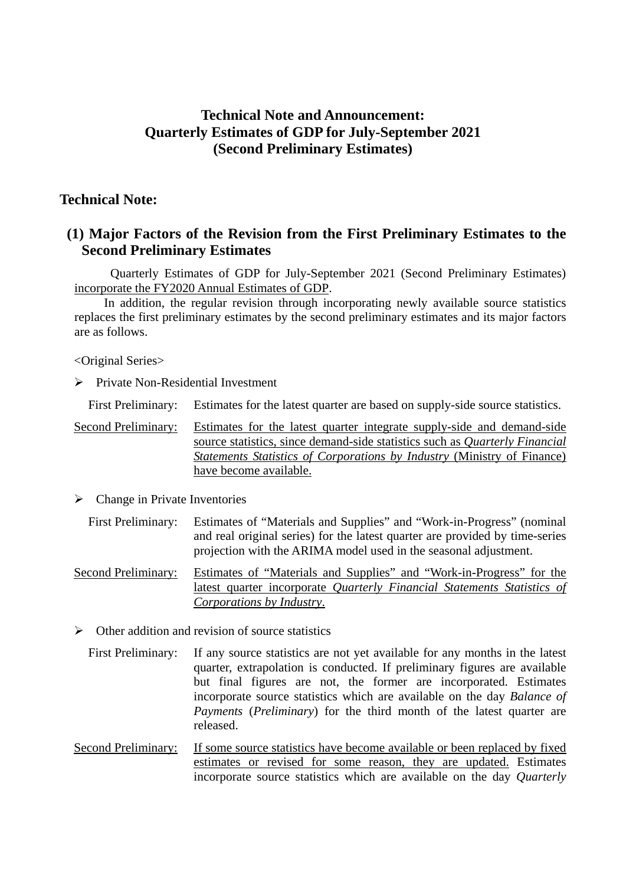# Technical Note and Announcement: Quarterly Estimates of GDP for July-September 2021 (Second Preliminary Estimates)

## Technical Note:

### (1) Major Factors of the Revision from the First Preliminary Estimates to the Second Preliminary Estimates

Quarterly Estimates of GDP for July-September 2021 (Second Preliminary Estimates) <u>incorporate the FY2020 Annual Estimates of GDP</u>.

In addition, the regular revision through incorporating newly available source statistics replaces the first preliminary estimates by the second preliminary estimates and its major factors are as follows.

<Original Series>

- Private Non-Residential Investment

  First Preliminary: Estimates for the latest quarter are based on supply-side source statistics.

  <u>Second Preliminary:</u> <u>Estimates for the latest quarter integrate supply-side and demand-side source statistics, since demand-side statistics such as *Quarterly Financial Statements Statistics of Corporations by Industry* (Ministry of Finance) have become available.</u>

- Change in Private Inventories

  First Preliminary: Estimates of "Materials and Supplies" and "Work-in-Progress" (nominal and real original series) for the latest quarter are provided by time-series projection with the ARIMA model used in the seasonal adjustment.

  <u>Second Preliminary:</u> <u>Estimates of "Materials and Supplies" and "Work-in-Progress" for the latest quarter incorporate *Quarterly Financial Statements Statistics of Corporations by Industry*.</u>

- Other addition and revision of source statistics

  First Preliminary: If any source statistics are not yet available for any months in the latest quarter, extrapolation is conducted. If preliminary figures are available but final figures are not, the former are incorporated. Estimates incorporate source statistics which are available on the day *Balance of Payments* (*Preliminary*) for the third month of the latest quarter are released.

  <u>Second Preliminary:</u> <u>If some source statistics have become available or been replaced by fixed estimates or revised for some reason, they are updated.</u> Estimates incorporate source statistics which are available on the day *Quarterly*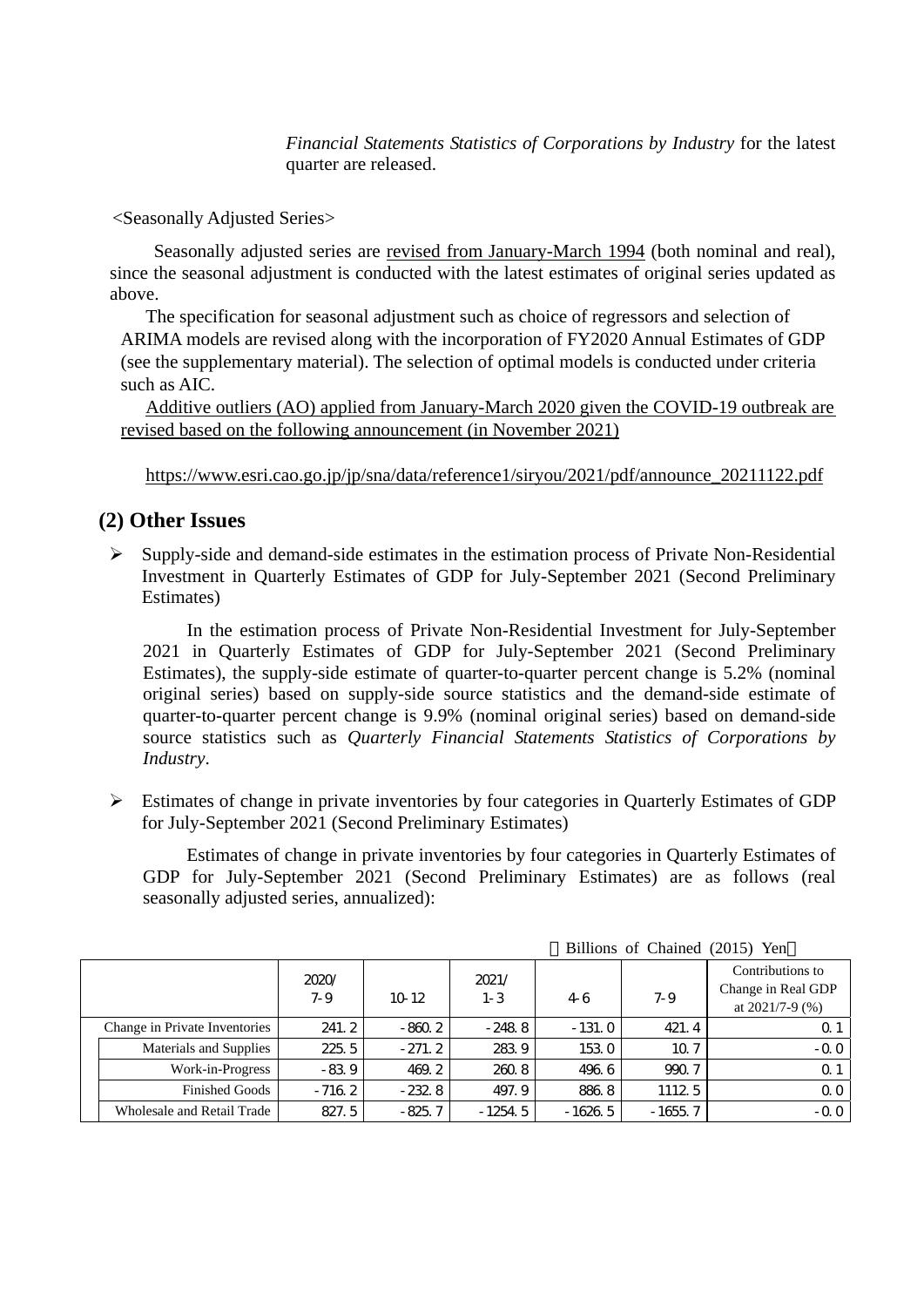*Financial Statements Statistics of Corporations by Industry* for the latest quarter are released.

<Seasonally Adjusted Series>

Seasonally adjusted series are revised from January-March 1994 (both nominal and real), since the seasonal adjustment is conducted with the latest estimates of original series updated as above.

The specification for seasonal adjustment such as choice of regressors and selection of ARIMA models are revised along with the incorporation of FY2020 Annual Estimates of GDP (see the supplementary material). The selection of optimal models is conducted under criteria such as AIC.

Additive outliers (AO) applied from January-March 2020 given the COVID-19 outbreak are revised based on the following announcement (in November 2021)

https://www.esri.cao.go.jp/jp/sna/data/reference1/siryou/2021/pdf/announce_20211122.pdf

## (2) Other Issues

- Supply-side and demand-side estimates in the estimation process of Private Non-Residential Investment in Quarterly Estimates of GDP for July-September 2021 (Second Preliminary Estimates)

  In the estimation process of Private Non-Residential Investment for July-September 2021 in Quarterly Estimates of GDP for July-September 2021 (Second Preliminary Estimates), the supply-side estimate of quarter-to-quarter percent change is 5.2% (nominal original series) based on supply-side source statistics and the demand-side estimate of quarter-to-quarter percent change is 9.9% (nominal original series) based on demand-side source statistics such as *Quarterly Financial Statements Statistics of Corporations by Industry*.

- Estimates of change in private inventories by four categories in Quarterly Estimates of GDP for July-September 2021 (Second Preliminary Estimates)

  Estimates of change in private inventories by four categories in Quarterly Estimates of GDP for July-September 2021 (Second Preliminary Estimates) are as follows (real seasonally adjusted series, annualized):

（Billions of Chained (2015) Yen）

| | 2020/ 7-9 | 10-12 | 2021/ 1-3 | 4-6 | 7-9 | Contributions to Change in Real GDP at 2021/7-9 (%) |
|---|---|---|---|---|---|---|
| Change in Private Inventories | 241.2 | -860.2 | -248.8 | -131.0 | 421.4 | 0.1 |
| Materials and Supplies | 225.5 | -271.2 | 283.9 | 153.0 | 10.7 | -0.0 |
| Work-in-Progress | -83.9 | 469.2 | 260.8 | 496.6 | 990.7 | 0.1 |
| Finished Goods | -716.2 | -232.8 | 497.9 | 886.8 | 1112.5 | 0.0 |
| Wholesale and Retail Trade | 827.5 | -825.7 | -1254.5 | -1626.5 | -1655.7 | -0.0 |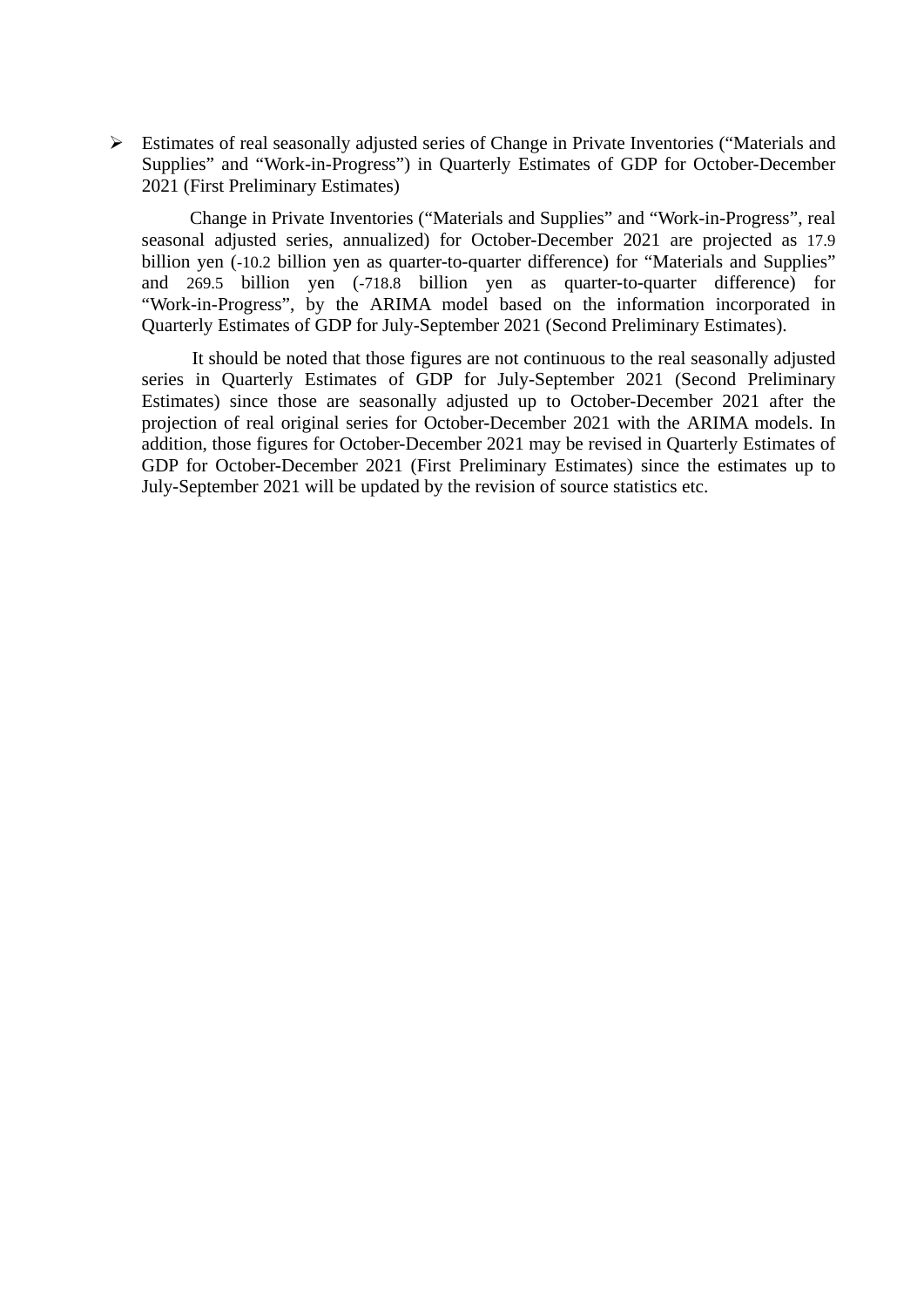- Estimates of real seasonally adjusted series of Change in Private Inventories (“Materials and Supplies” and “Work-in-Progress”) in Quarterly Estimates of GDP for October-December 2021 (First Preliminary Estimates)

  Change in Private Inventories (“Materials and Supplies” and “Work-in-Progress”, real seasonal adjusted series, annualized) for October-December 2021 are projected as 17.9 billion yen (-10.2 billion yen as quarter-to-quarter difference) for “Materials and Supplies” and 269.5 billion yen (-718.8 billion yen as quarter-to-quarter difference) for “Work-in-Progress”, by the ARIMA model based on the information incorporated in Quarterly Estimates of GDP for July-September 2021 (Second Preliminary Estimates).

  It should be noted that those figures are not continuous to the real seasonally adjusted series in Quarterly Estimates of GDP for July-September 2021 (Second Preliminary Estimates) since those are seasonally adjusted up to October-December 2021 after the projection of real original series for October-December 2021 with the ARIMA models. In addition, those figures for October-December 2021 may be revised in Quarterly Estimates of GDP for October-December 2021 (First Preliminary Estimates) since the estimates up to July-September 2021 will be updated by the revision of source statistics etc.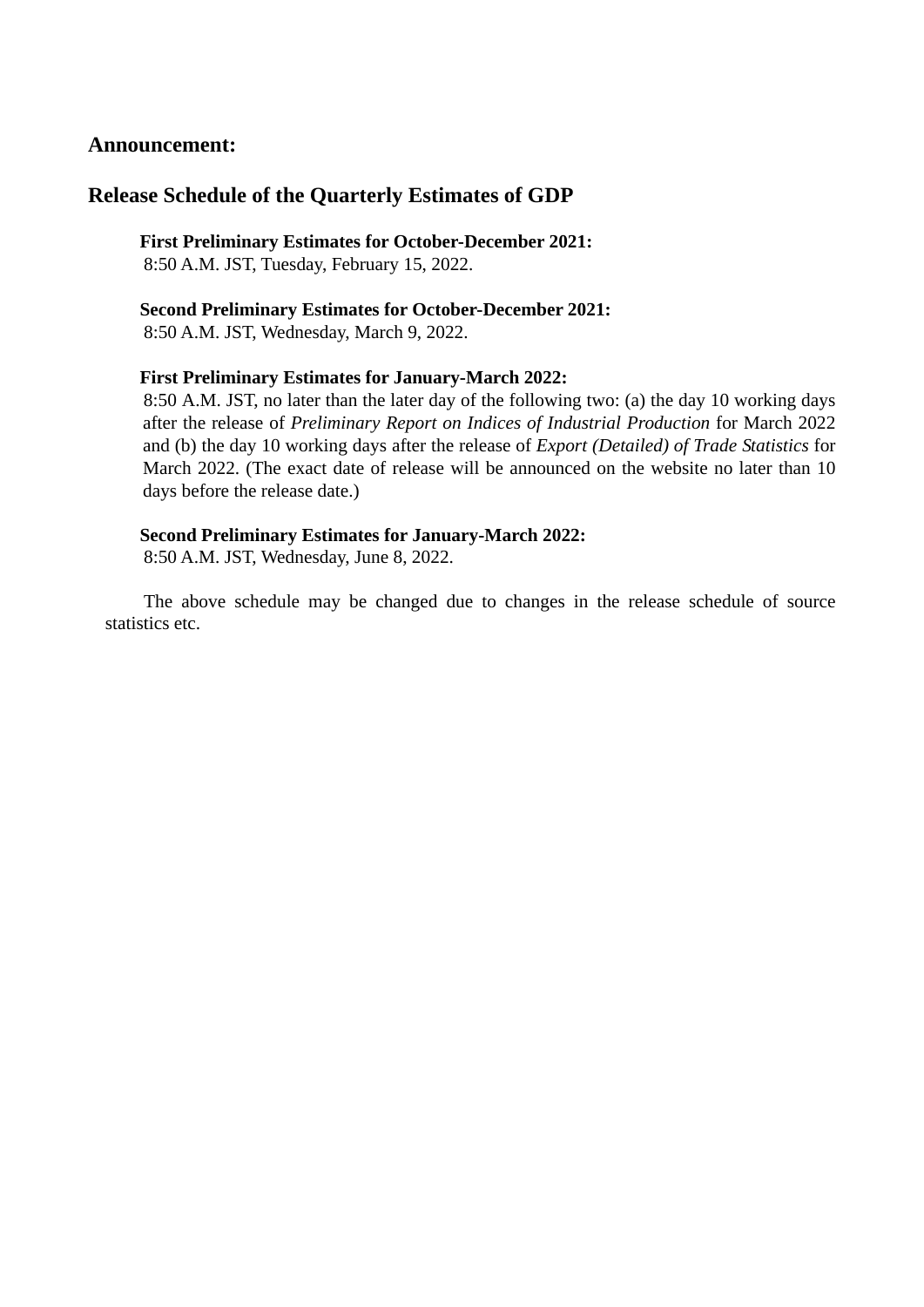## Announcement:

## Release Schedule of the Quarterly Estimates of GDP

**First Preliminary Estimates for October-December 2021:**
8:50 A.M. JST, Tuesday, February 15, 2022.

**Second Preliminary Estimates for October-December 2021:**
8:50 A.M. JST, Wednesday, March 9, 2022.

**First Preliminary Estimates for January-March 2022:**
8:50 A.M. JST, no later than the later day of the following two: (a) the day 10 working days after the release of *Preliminary Report on Indices of Industrial Production* for March 2022 and (b) the day 10 working days after the release of *Export (Detailed) of Trade Statistics* for March 2022. (The exact date of release will be announced on the website no later than 10 days before the release date.)

**Second Preliminary Estimates for January-March 2022:**
8:50 A.M. JST, Wednesday, June 8, 2022.

The above schedule may be changed due to changes in the release schedule of source statistics etc.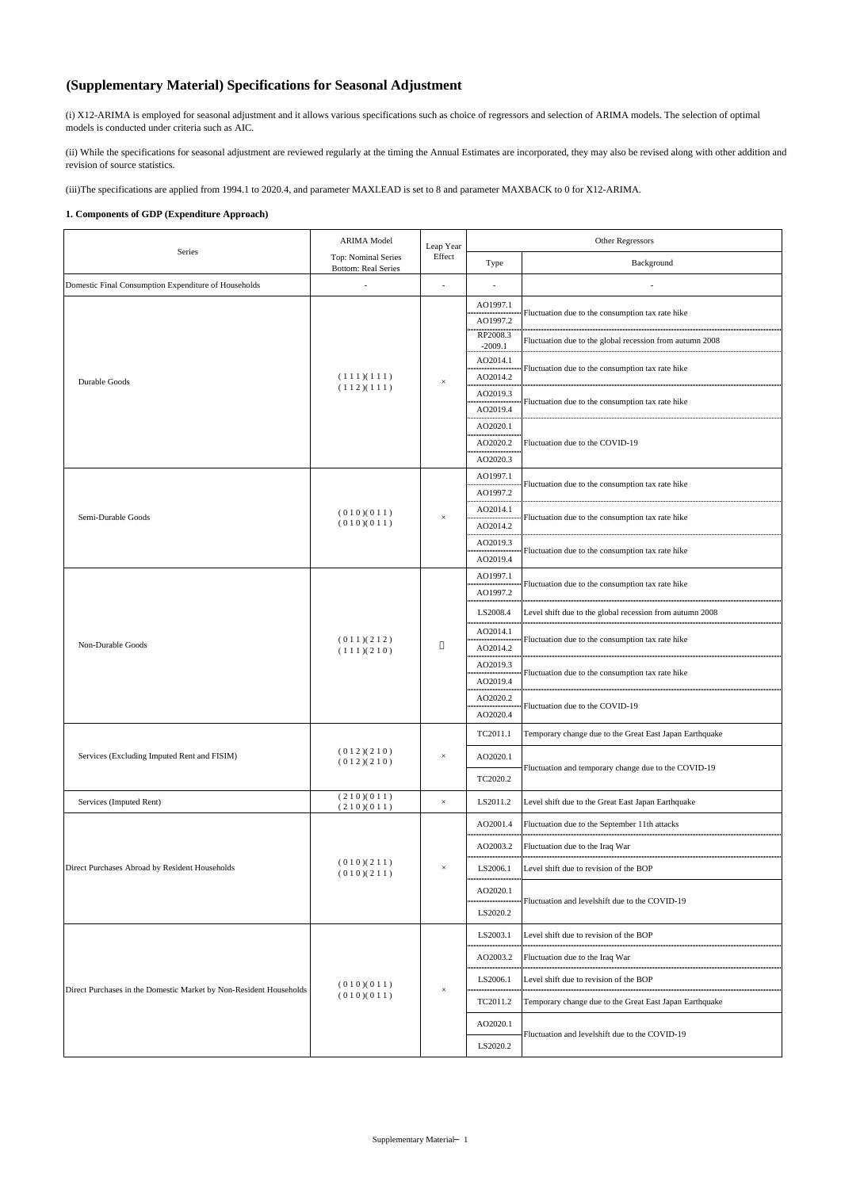# (Supplementary Material) Specifications for Seasonal Adjustment

(i) X12-ARIMA is employed for seasonal adjustment and it allows various specifications such as choice of regressors and selection of ARIMA models. The selection of optimal models is conducted under criteria such as AIC.

(ii) While the specifications for seasonal adjustment are reviewed regularly at the timing the Annual Estimates are incorporated, they may also be revised along with other addition and revision of source statistics.

(iii)The specifications are applied from 1994.1 to 2020.4, and parameter MAXLEAD is set to 8 and parameter MAXBACK to 0 for X12-ARIMA.

**1. Components of GDP (Expenditure Approach)**

| Series | ARIMA Model<br>Top: Nominal Series<br>Bottom: Real Series | Leap Year Effect | Other Regressors | |
|---|---|---|---|---|
| | | | Type | Background |
| Domestic Final Consumption Expenditure of Households | - | - | - | - |
| Durable Goods | (1 1 1)(1 1 1)<br>(1 1 2)(1 1 1) | × | AO1997.1<br>AO1997.2 | Fluctuation due to the consumption tax rate hike |
| | | | RP2008.3<br>-2009.1 | Fluctuation due to the global recession from autumn 2008 |
| | | | AO2014.1<br>AO2014.2 | Fluctuation due to the consumption tax rate hike |
| | | | AO2019.3<br>AO2019.4 | Fluctuation due to the consumption tax rate hike |
| | | | AO2020.1<br>AO2020.2<br>AO2020.3 | Fluctuation due to the COVID-19 |
| Semi-Durable Goods | (0 1 0)(0 1 1)<br>(0 1 0)(0 1 1) | × | AO1997.1<br>AO1997.2 | Fluctuation due to the consumption tax rate hike |
| | | | AO2014.1<br>AO2014.2 | Fluctuation due to the consumption tax rate hike |
| | | | AO2019.3<br>AO2019.4 | Fluctuation due to the consumption tax rate hike |
| Non-Durable Goods | (0 1 1)(2 1 2)<br>(1 1 1)(2 1 0) | ○ | AO1997.1<br>AO1997.2 | Fluctuation due to the consumption tax rate hike |
| | | | LS2008.4 | Level shift due to the global recession from autumn 2008 |
| | | | AO2014.1<br>AO2014.2 | Fluctuation due to the consumption tax rate hike |
| | | | AO2019.3<br>AO2019.4 | Fluctuation due to the consumption tax rate hike |
| | | | AO2020.2<br>AO2020.4 | Fluctuation due to the COVID-19 |
| Services (Excluding Imputed Rent and FISIM) | (0 1 2)(2 1 0)<br>(0 1 2)(2 1 0) | × | TC2011.1 | Temporary change due to the Great East Japan Earthquake |
| | | | AO2020.1<br>TC2020.2 | Fluctuation and temporary change due to the COVID-19 |
| Services (Imputed Rent) | (2 1 0)(0 1 1)<br>(2 1 0)(0 1 1) | × | LS2011.2 | Level shift due to the Great East Japan Earthquake |
| Direct Purchases Abroad by Resident Households | (0 1 0)(2 1 1)<br>(0 1 0)(2 1 1) | × | AO2001.4 | Fluctuation due to the September 11th attacks |
| | | | AO2003.2 | Fluctuation due to the Iraq War |
| | | | LS2006.1 | Level shift due to revision of the BOP |
| | | | AO2020.1<br>LS2020.2 | Fluctuation and levelshift due to the COVID-19 |
| Direct Purchases in the Domestic Market by Non-Resident Households | (0 1 0)(0 1 1)<br>(0 1 0)(0 1 1) | × | LS2003.1 | Level shift due to revision of the BOP |
| | | | AO2003.2 | Fluctuation due to the Iraq War |
| | | | LS2006.1 | Level shift due to revision of the BOP |
| | | | TC2011.2 | Temporary change due to the Great East Japan Earthquake |
| | | | AO2020.1<br>LS2020.2 | Fluctuation and levelshift due to the COVID-19 |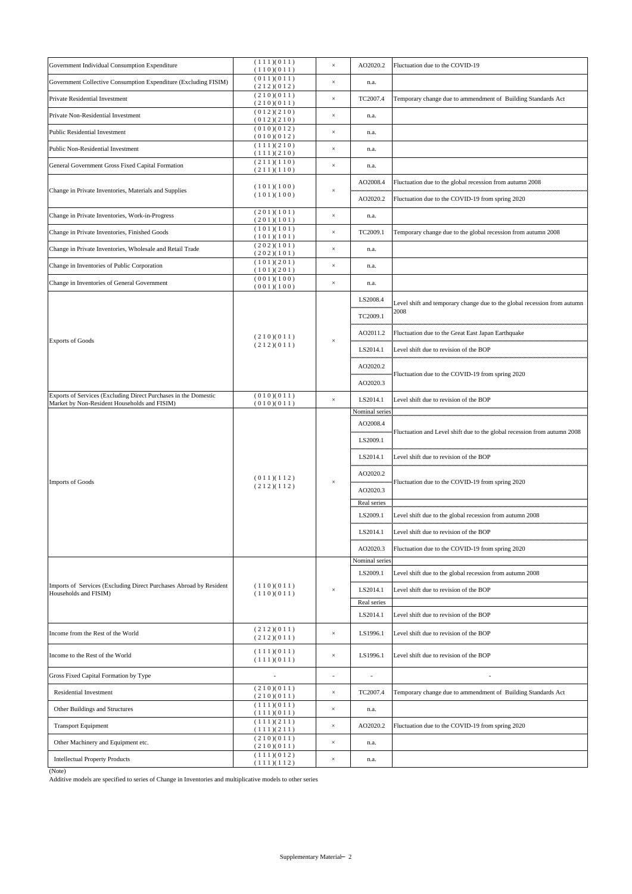| | | | | |
|---|---|---|---|---|
| Government Individual Consumption Expenditure | (111)(011) (110)(011) | × | AO2020.2 | Fluctuation due to the COVID-19 |
| Government Collective Consumption Expenditure (Excluding FISIM) | (011)(011) (212)(012) | × | n.a. | |
| Private Residential Investment | (210)(011) (210)(011) | × | TC2007.4 | Temporary change due to ammendment of Building Standards Act |
| Private Non-Residential Investment | (012)(210) (012)(210) | × | n.a. | |
| Public Residential Investment | (010)(012) (010)(012) | × | n.a. | |
| Public Non-Residential Investment | (111)(210) (111)(210) | × | n.a. | |
| General Government Gross Fixed Capital Formation | (211)(110) (211)(110) | × | n.a. | |
| Change in Private Inventories, Materials and Supplies | (101)(100) (101)(100) | × | AO2008.4 | Fluctuation due to the global recession from autumn 2008 |
| | | | AO2020.2 | Fluctuation due to the COVID-19 from spring 2020 |
| Change in Private Inventories, Work-in-Progress | (201)(101) (201)(101) | × | n.a. | |
| Change in Private Inventories, Finished Goods | (101)(101) (101)(101) | × | TC2009.1 | Temporary change due to the global recession from autumn 2008 |
| Change in Private Inventories, Wholesale and Retail Trade | (202)(101) (202)(101) | × | n.a. | |
| Change in Inventories of Public Corporation | (101)(201) (101)(201) | × | n.a. | |
| Change in Inventories of General Government | (001)(100) (001)(100) | × | n.a. | |
| Exports of Goods | (210)(011) (212)(011) | × | LS2008.4 | Level shift and temporary change due to the global recession from autumn 2008 |
| | | | TC2009.1 | |
| | | | AO2011.2 | Fluctuation due to the Great East Japan Earthquake |
| | | | LS2014.1 | Level shift due to revision of the BOP |
| | | | AO2020.2 | Fluctuation due to the COVID-19 from spring 2020 |
| | | | AO2020.3 | |
| Exports of Services (Excluding Direct Purchases in the Domestic Market by Non-Resident Households and FISIM) | (010)(011) (010)(011) | × | LS2014.1 | Level shift due to revision of the BOP |
| Imports of Goods | (011)(112) (212)(112) | × | Nominal series | |
| | | | AO2008.4 | Fluctuation and Level shift due to the global recession from autumn 2008 |
| | | | LS2009.1 | |
| | | | LS2014.1 | Level shift due to revision of the BOP |
| | | | AO2020.2 | Fluctuation due to the COVID-19 from spring 2020 |
| | | | AO2020.3 | |
| | | | Real series | |
| | | | LS2009.1 | Level shift due to the global recession from autumn 2008 |
| | | | LS2014.1 | Level shift due to revision of the BOP |
| | | | AO2020.3 | Fluctuation due to the COVID-19 from spring 2020 |
| Imports of Services (Excluding Direct Purchases Abroad by Resident Households and FISIM) | (110)(011) (110)(011) | × | Nominal series | |
| | | | LS2009.1 | Level shift due to the global recession from autumn 2008 |
| | | | LS2014.1 | Level shift due to revision of the BOP |
| | | | Real series | |
| | | | LS2014.1 | Level shift due to revision of the BOP |
| Income from the Rest of the World | (212)(011) (212)(011) | × | LS1996.1 | Level shift due to revision of the BOP |
| Income to the Rest of the World | (111)(011) (111)(011) | × | LS1996.1 | Level shift due to revision of the BOP |
| Gross Fixed Capital Formation by Type | - | - | - | - |
| Residential Investment | (210)(011) (210)(011) | × | TC2007.4 | Temporary change due to ammendment of Building Standards Act |
| Other Buildings and Structures | (111)(011) (111)(011) | × | n.a. | |
| Transport Equipment | (111)(211) (111)(211) | × | AO2020.2 | Fluctuation due to the COVID-19 from spring 2020 |
| Other Machinery and Equipment etc. | (210)(011) (210)(011) | × | n.a. | |
| Intellectual Property Products | (111)(012) (111)(112) | × | n.a. | |

(Note)

Additive models are specified to series of Change in Inventories and multiplicative models to other series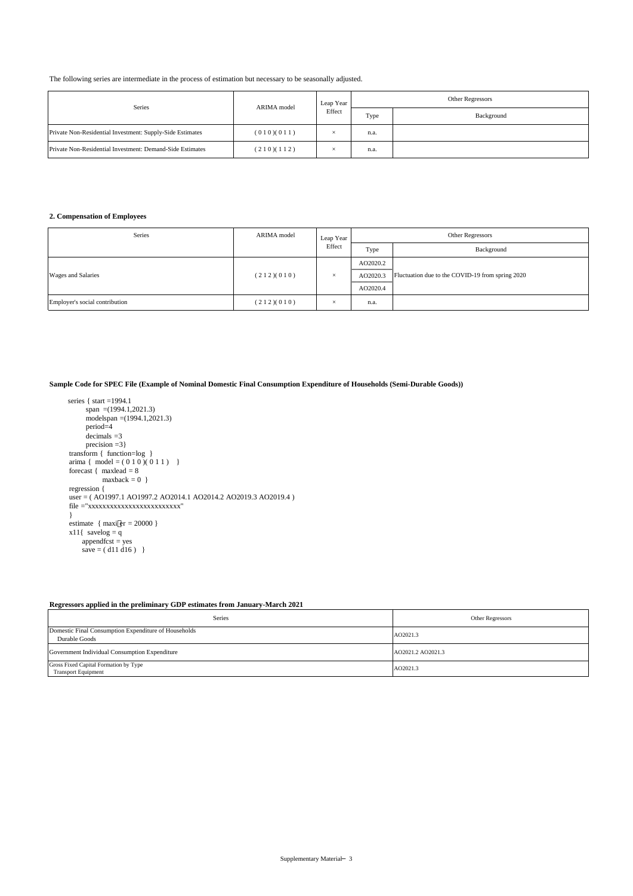The following series are intermediate in the process of estimation but necessary to be seasonally adjusted.

| Series | ARIMA model | Leap Year Effect | Other Regressors | |
|---|---|---|---|---|
| | | | Type | Background |
| Private Non-Residential Investment: Supply-Side Estimates | ( 0 1 0 )( 0 1 1 ) | × | n.a. | |
| Private Non-Residential Investment: Demand-Side Estimates | ( 2 1 0 )( 1 1 2 ) | × | n.a. | |

**2. Compensation of Employees**

| Series | ARIMA model | Leap Year Effect | Other Regressors | |
|---|---|---|---|---|
| | | | Type | Background |
| Wages and Salaries | ( 2 1 2 )( 0 1 0 ) | × | AO2020.2 AO2020.3 AO2020.4 | Fluctuation due to the COVID-19 from spring 2020 |
| Employer's social contribution | ( 2 1 2 )( 0 1 0 ) | × | n.a. | |

**Sample Code for SPEC File (Example of Nominal Domestic Final Consumption Expenditure of Households (Semi-Durable Goods))**

```
series { start =1994.1
       span  =(1994.1,2021.3)
       modelspan =(1994.1,2021.3)
       period=4
       decimals =3
       precision =3}
transform {  function=log  }
arima {  model = ( 0 1 0 )( 0 1 1 )   }
forecast {  maxlead = 8
           maxback = 0  }
regression {
user = ( AO1997.1 AO1997.2 AO2014.1 AO2014.2 AO2019.3 AO2019.4 )
file ="xxxxxxxxxxxxxxxxxxxxxxxx"
}
estimate  { maxiter = 20000 }
x11{  savelog = q
     appendfcst = yes
     save = ( d11 d16 )  }
```

**Regressors applied in the preliminary GDP estimates from January-March 2021**

| Series | Other Regressors |
|---|---|
| Domestic Final Consumption Expenditure of Households<br>Durable Goods | AO2021.3 |
| Government Individual Consumption Expenditure | AO2021.2 AO2021.3 |
| Gross Fixed Capital Formation by Type<br>Transport Equipment | AO2021.3 |